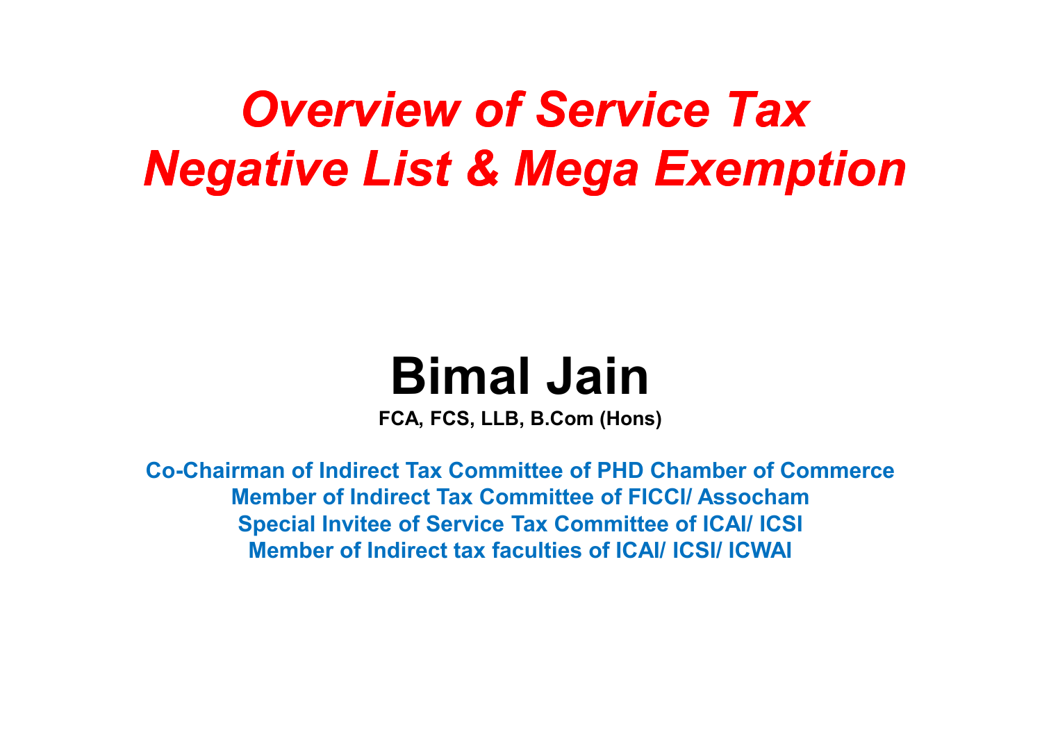# *Overview of Service Tax Negative List & Mega Exemption*

## Bimal Jain

**FCA, FCS, LLB, B.Com (Hons)**

**Co-Chairman of Indirect Tax Committee of PHD Chamber of Commerce**
**Member of Indirect Tax Committee of FICCI/ Assocham**
**Special Invitee of Service Tax Committee of ICAI/ ICSI**
**Member of Indirect tax faculties of ICAI/ ICSI/ ICWAI**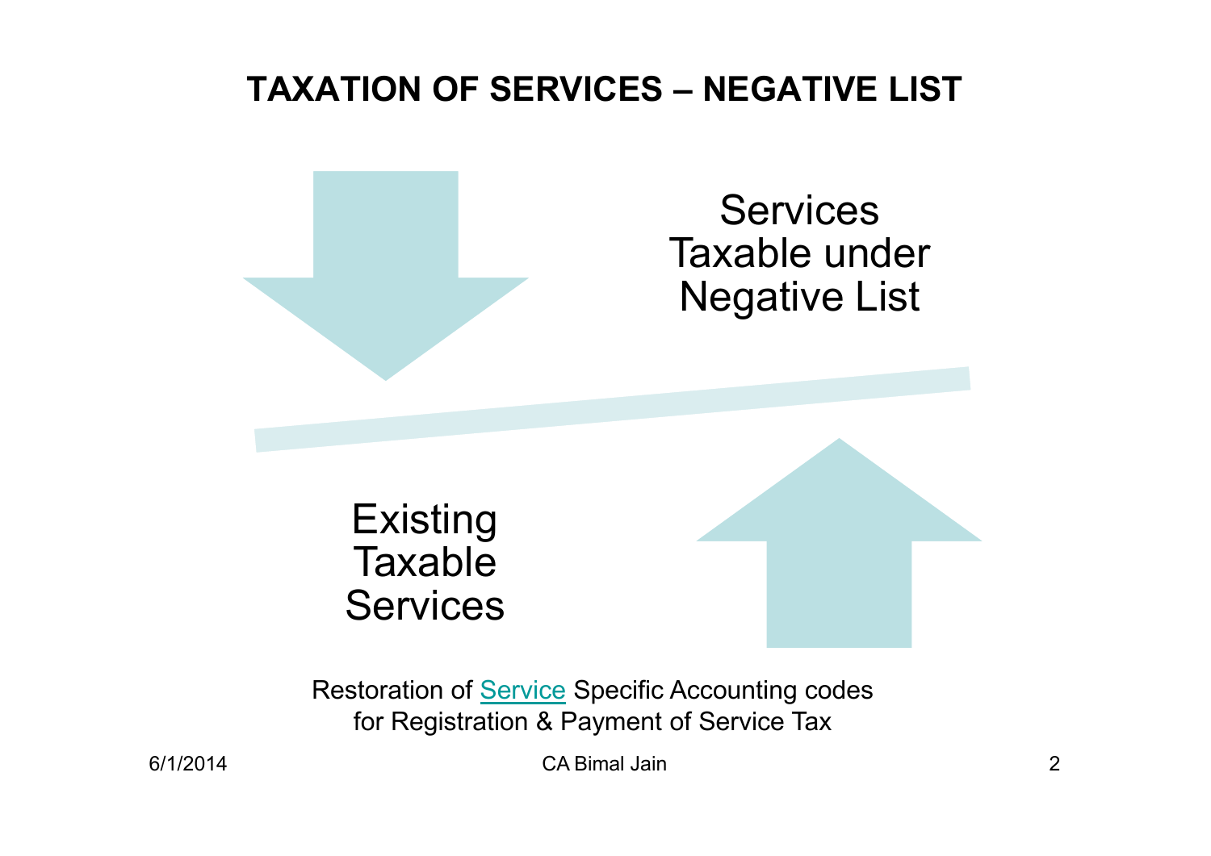# TAXATION OF SERVICES – NEGATIVE LIST

Services Taxable under Negative List

Existing Taxable Services

Restoration of Service Specific Accounting codes for Registration & Payment of Service Tax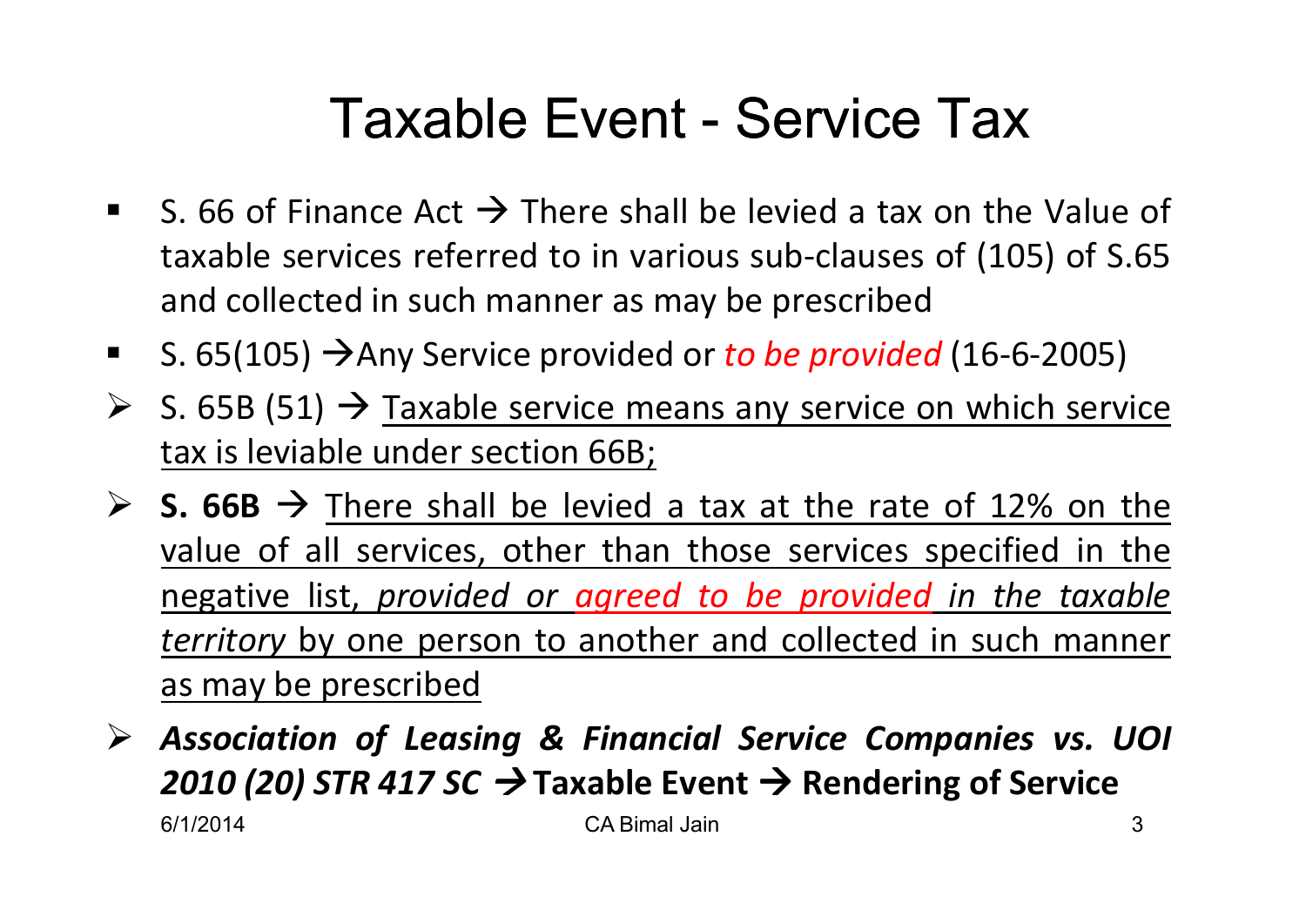# Taxable Event - Service Tax

- S. 66 of Finance Act → There shall be levied a tax on the Value of taxable services referred to in various sub-clauses of (105) of S.65 and collected in such manner as may be prescribed
- S. 65(105) →Any Service provided or *to be provided* (16-6-2005)
- S. 65B (51) → Taxable service means any service on which service tax is leviable under section 66B;
- **S. 66B** → There shall be levied a tax at the rate of 12% on the value of all services, other than those services specified in the negative list, *provided or agreed to be provided in the taxable territory* by one person to another and collected in such manner as may be prescribed
- ***Association of Leasing & Financial Service Companies vs. UOI 2010 (20) STR 417 SC* → Taxable Event → Rendering of Service**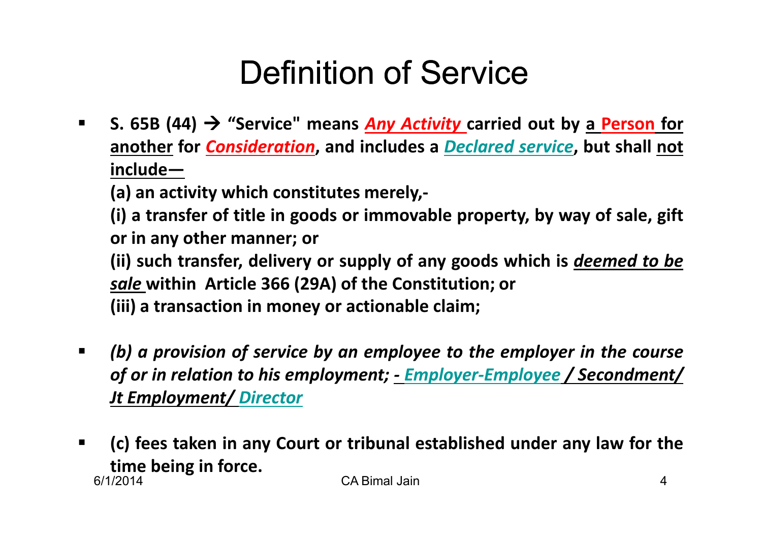# Definition of Service

- **S. 65B (44) → "Service" means *Any Activity* carried out by a Person for another for *Consideration*, and includes a *Declared service*, but shall not include—**

  **(a) an activity which constitutes merely,-**

  **(i) a transfer of title in goods or immovable property, by way of sale, gift or in any other manner; or**

  **(ii) such transfer, delivery or supply of any goods which is *deemed to be sale* within Article 366 (29A) of the Constitution; or**

  **(iii) a transaction in money or actionable claim;**

- ***(b) a provision of service by an employee to the employer in the course of or in relation to his employment; - Employer-Employee / Secondment/ Jt Employment/ Director***

- **(c) fees taken in any Court or tribunal established under any law for the time being in force.**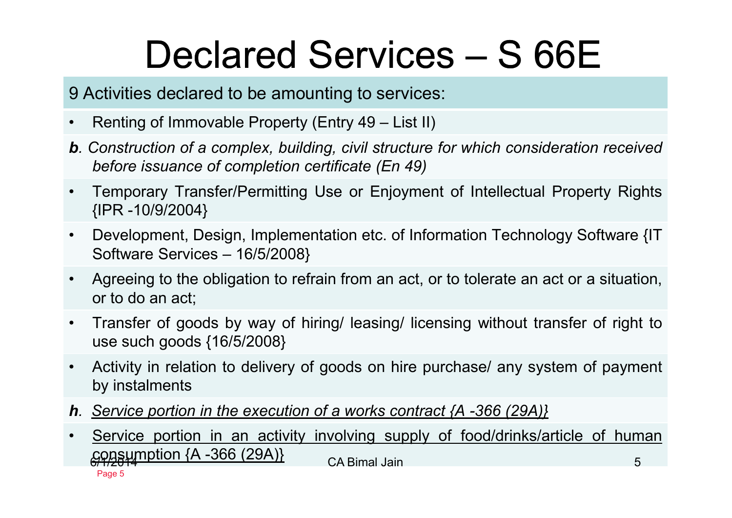# Declared Services – S 66E

9 Activities declared to be amounting to services:

- Renting of Immovable Property (Entry 49 – List II)

***b**. Construction of a complex, building, civil structure for which consideration received before issuance of completion certificate (En 49)*

- Temporary Transfer/Permitting Use or Enjoyment of Intellectual Property Rights {IPR -10/9/2004}
- Development, Design, Implementation etc. of Information Technology Software {IT Software Services – 16/5/2008}
- Agreeing to the obligation to refrain from an act, or to tolerate an act or a situation, or to do an act;
- Transfer of goods by way of hiring/ leasing/ licensing without transfer of right to use such goods {16/5/2008}
- Activity in relation to delivery of goods on hire purchase/ any system of payment by instalments

***h**. <u>Service portion in the execution of a works contract {A -366 (29A)}</u>*

- <u>Service portion in an activity involving supply of food/drinks/article of human consumption {A -366 (29A)}</u>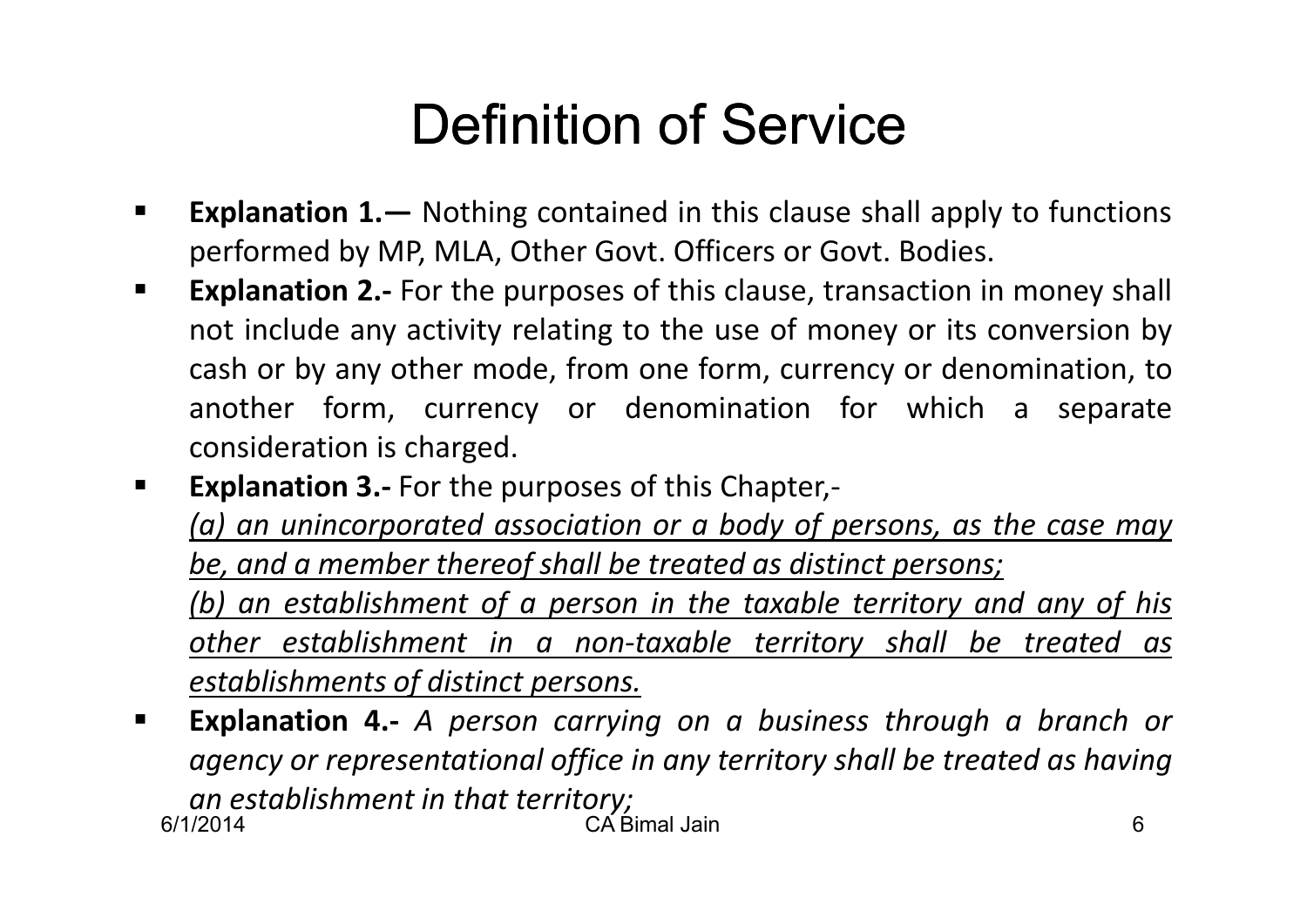# Definition of Service

- **Explanation 1.—** Nothing contained in this clause shall apply to functions performed by MP, MLA, Other Govt. Officers or Govt. Bodies.
- **Explanation 2.-** For the purposes of this clause, transaction in money shall not include any activity relating to the use of money or its conversion by cash or by any other mode, from one form, currency or denomination, to another form, currency or denomination for which a separate consideration is charged.
- **Explanation 3.-** For the purposes of this Chapter,-
  <u>*(a) an unincorporated association or a body of persons, as the case may be, and a member thereof shall be treated as distinct persons;*</u>
  <u>*(b) an establishment of a person in the taxable territory and any of his other establishment in a non-taxable territory shall be treated as establishments of distinct persons.*</u>
- **Explanation 4.-** *A person carrying on a business through a branch or agency or representational office in any territory shall be treated as having an establishment in that territory;*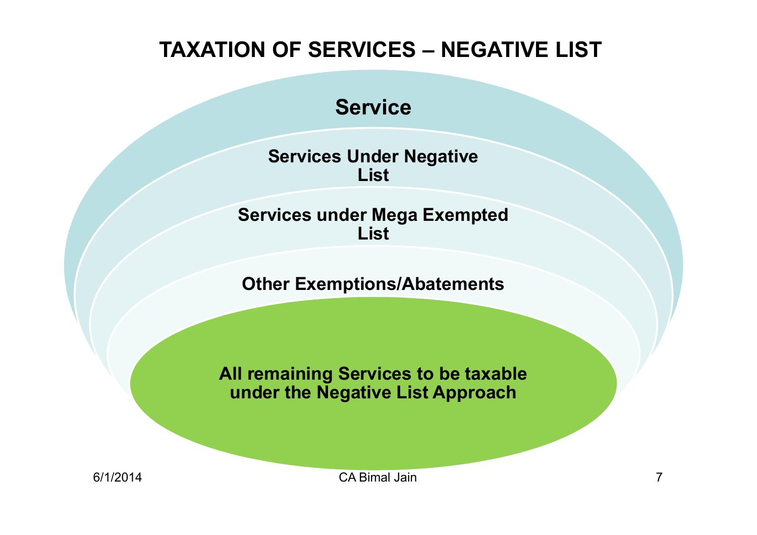# TAXATION OF SERVICES – NEGATIVE LIST

**Service**

**Services Under Negative List**

**Services under Mega Exempted List**

**Other Exemptions/Abatements**

**All remaining Services to be taxable under the Negative List Approach**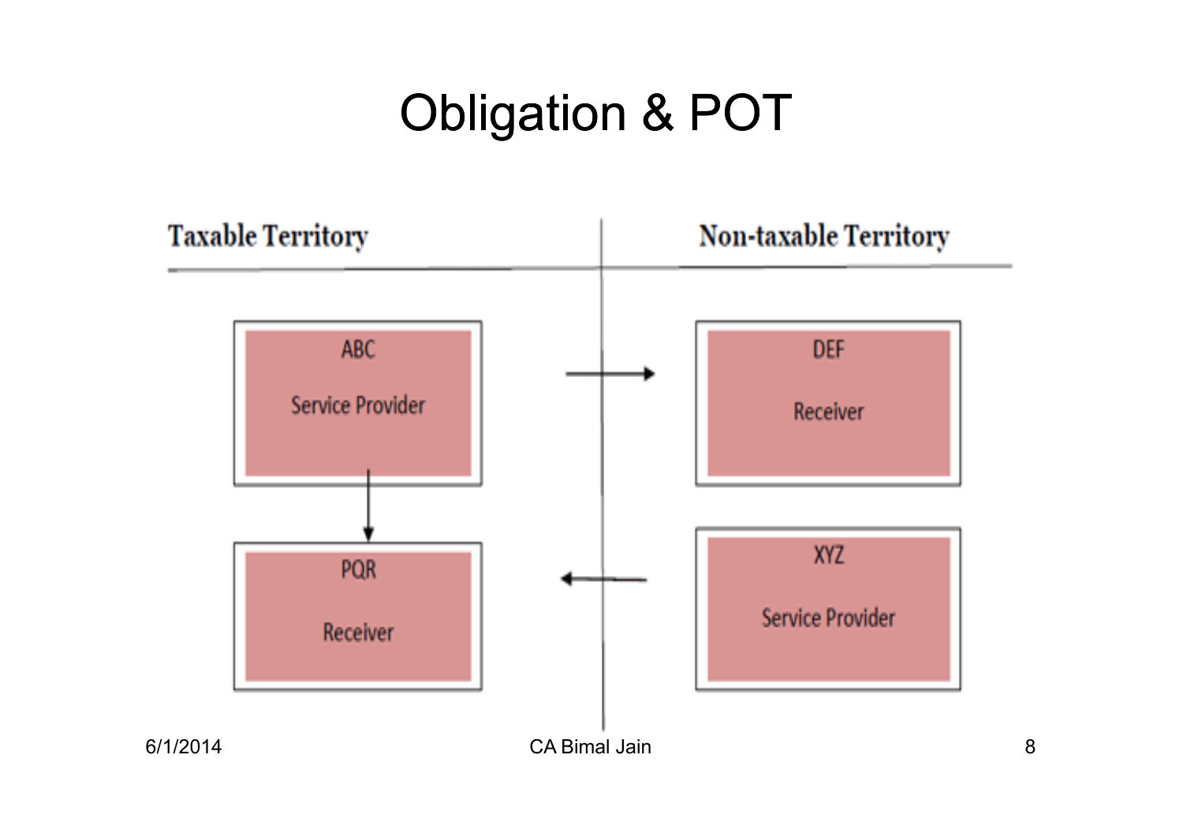# Obligation & POT

| Taxable Territory | Non-taxable Territory |
|---|---|
| ABC Service Provider → | DEF Receiver |
| ↓ PQR Receiver ← | XYZ Service Provider |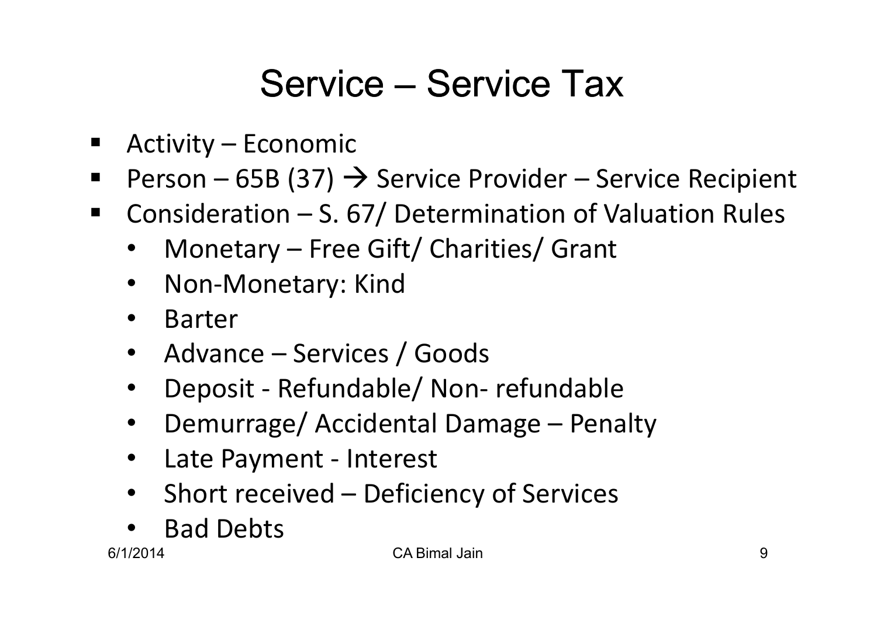# Service – Service Tax

- Activity – Economic
- Person – 65B (37) → Service Provider – Service Recipient
- Consideration – S. 67/ Determination of Valuation Rules
  - Monetary – Free Gift/ Charities/ Grant
  - Non-Monetary: Kind
  - Barter
  - Advance – Services / Goods
  - Deposit - Refundable/ Non- refundable
  - Demurrage/ Accidental Damage – Penalty
  - Late Payment - Interest
  - Short received – Deficiency of Services
  - Bad Debts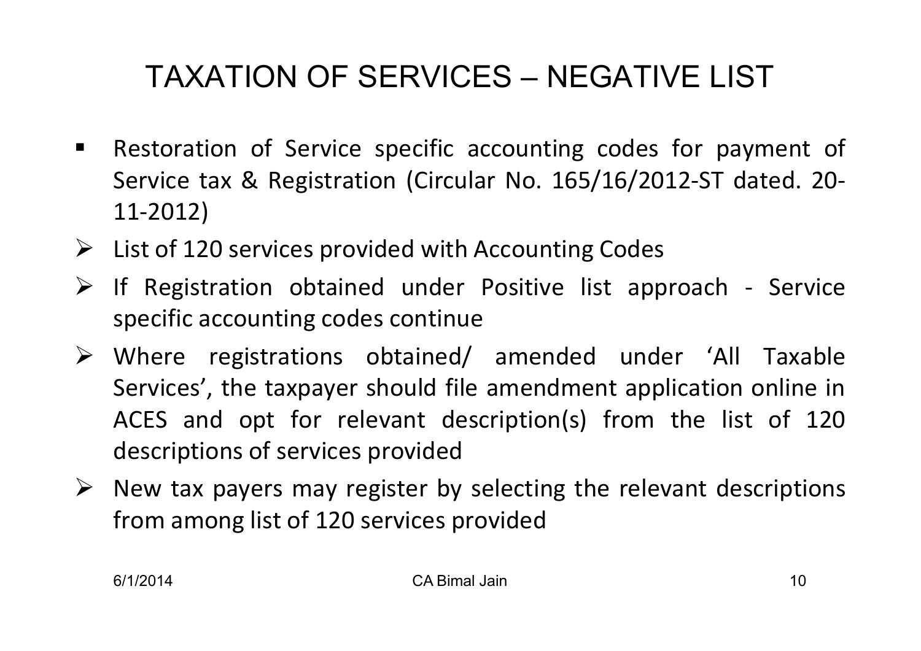# TAXATION OF SERVICES – NEGATIVE LIST

- Restoration of Service specific accounting codes for payment of Service tax & Registration (Circular No. 165/16/2012-ST dated. 20-11-2012)
  - List of 120 services provided with Accounting Codes
  - If Registration obtained under Positive list approach - Service specific accounting codes continue
  - Where registrations obtained/ amended under 'All Taxable Services', the taxpayer should file amendment application online in ACES and opt for relevant description(s) from the list of 120 descriptions of services provided
  - New tax payers may register by selecting the relevant descriptions from among list of 120 services provided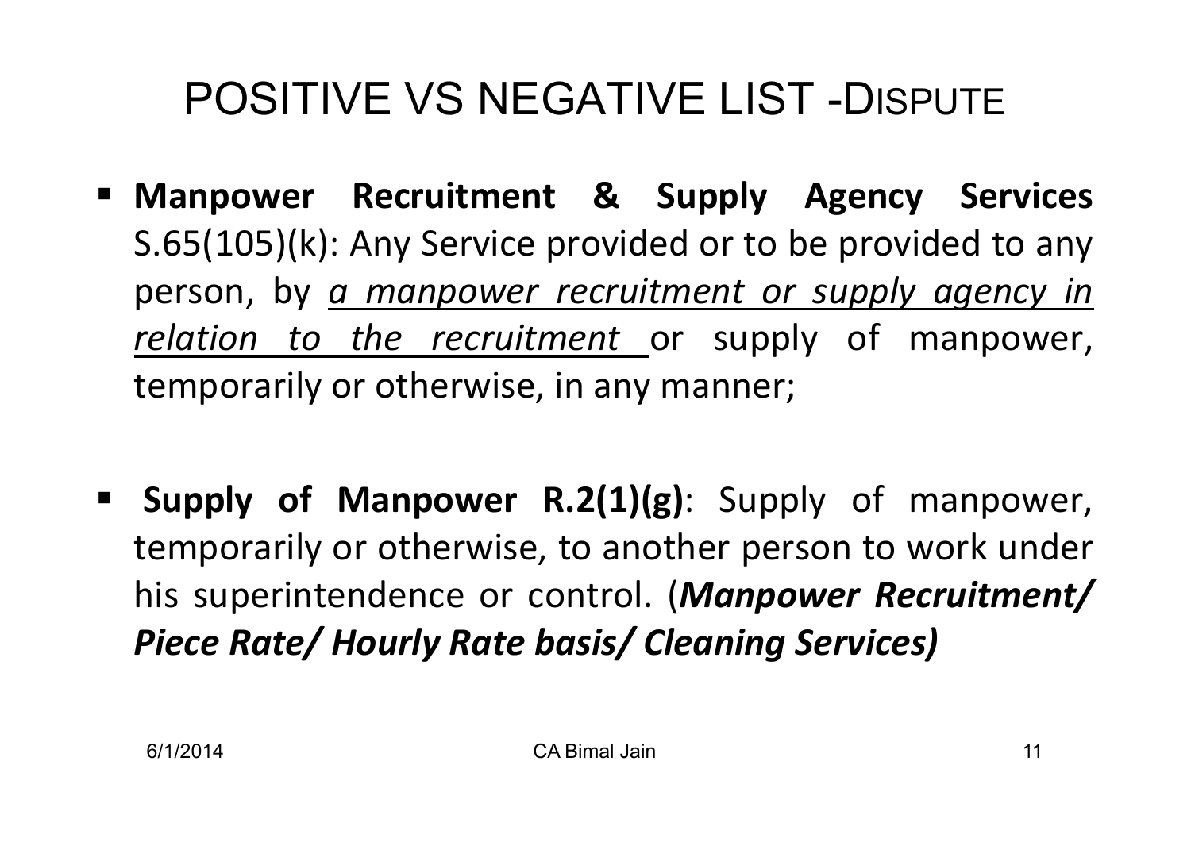# POSITIVE VS NEGATIVE LIST -DISPUTE

- **Manpower Recruitment & Supply Agency Services** S.65(105)(k): Any Service provided or to be provided to any person, by *a manpower recruitment or supply agency in relation to the recruitment* or supply of manpower, temporarily or otherwise, in any manner;

- **Supply of Manpower R.2(1)(g)**: Supply of manpower, temporarily or otherwise, to another person to work under his superintendence or control. (***Manpower Recruitment/ Piece Rate/ Hourly Rate basis/ Cleaning Services)***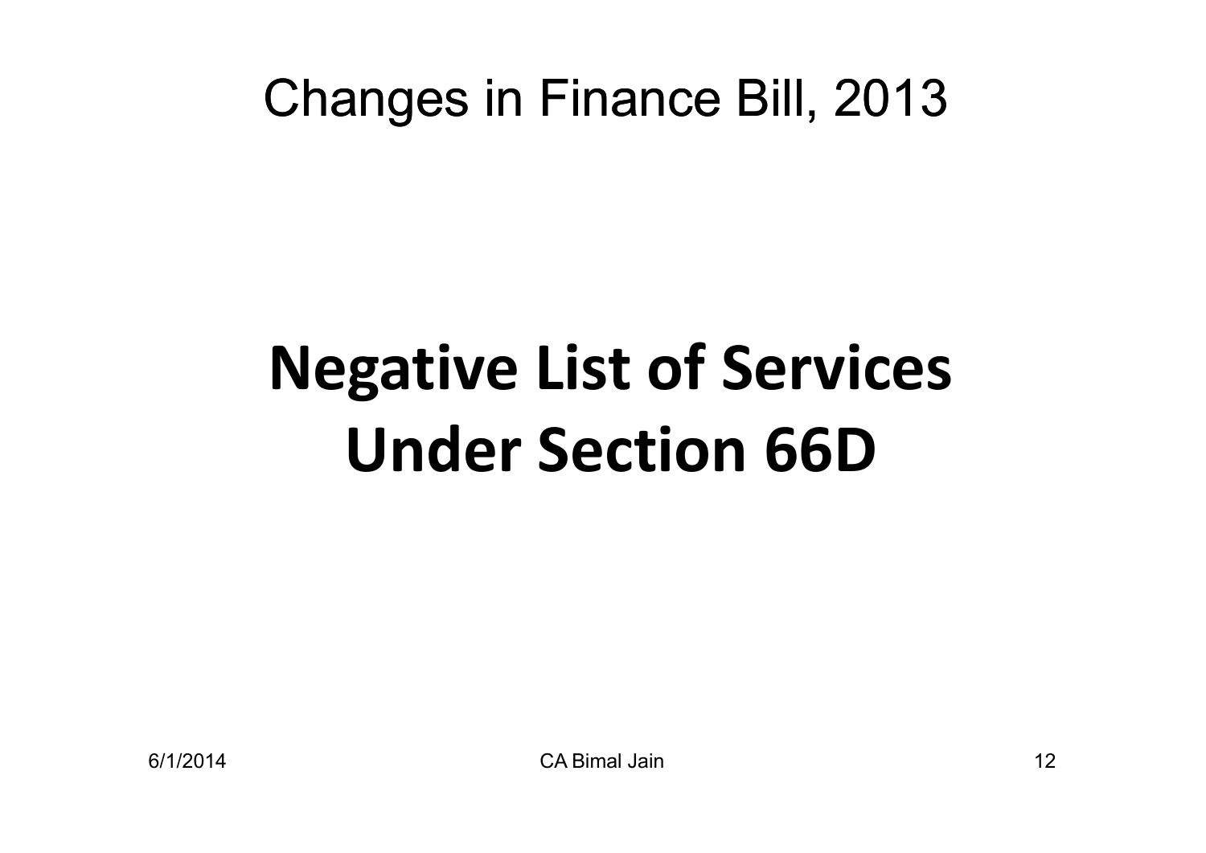# Changes in Finance Bill, 2013

## Negative List of Services Under Section 66D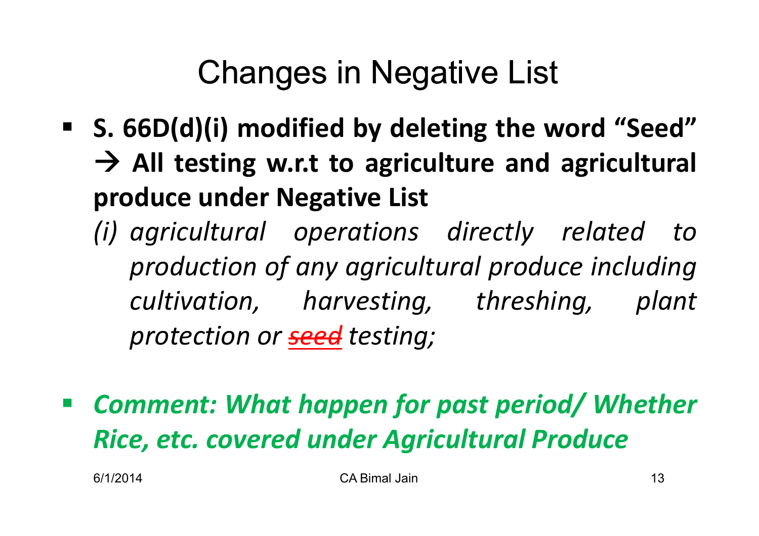# Changes in Negative List

- **S. 66D(d)(i) modified by deleting the word "Seed" → All testing w.r.t to agriculture and agricultural produce under Negative List**

  *(i) agricultural operations directly related to production of any agricultural produce including cultivation, harvesting, threshing, plant protection or ~~seed~~ testing;*

- ***Comment: What happen for past period/ Whether Rice, etc. covered under Agricultural Produce***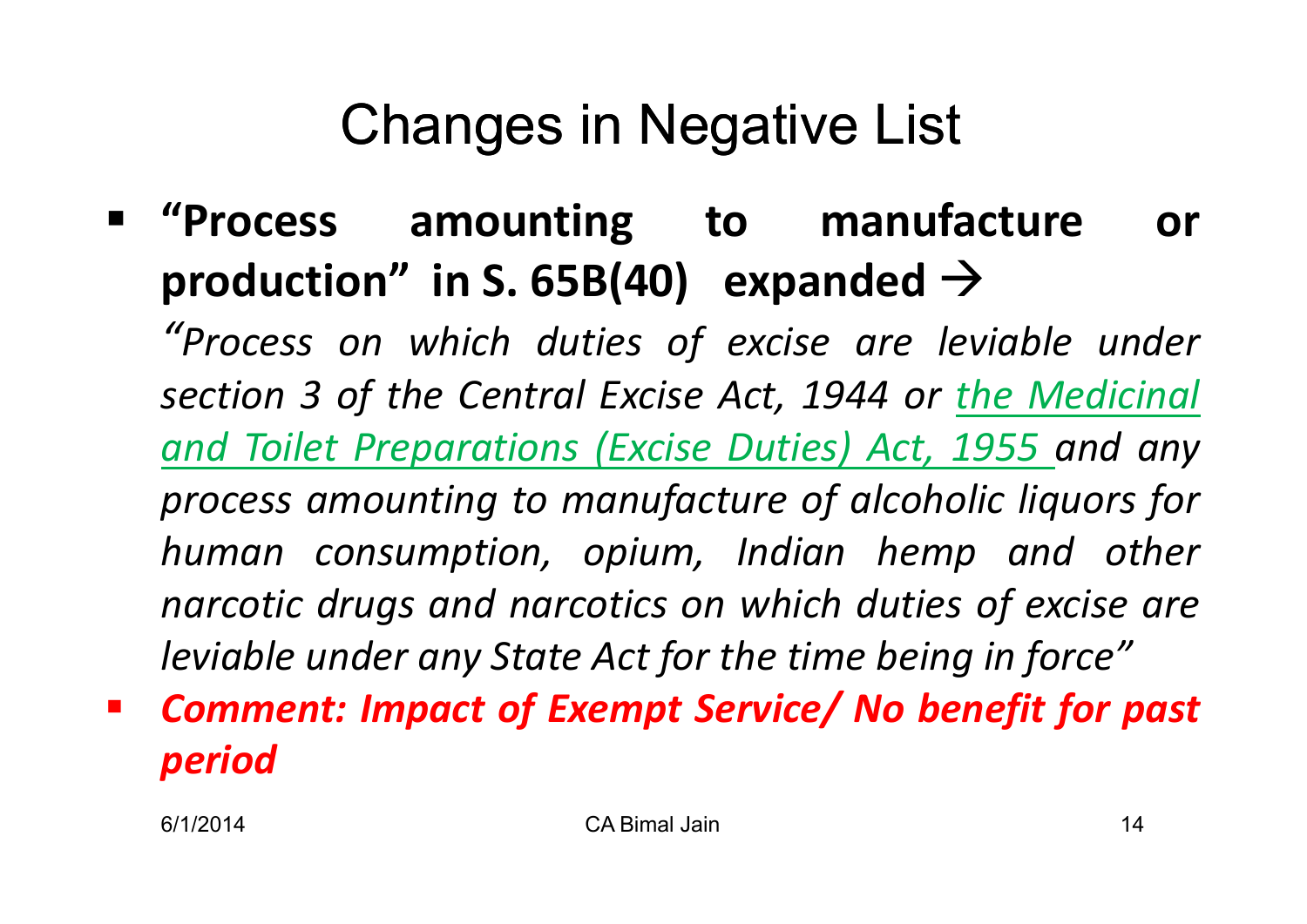# Changes in Negative List

- **"Process amounting to manufacture or production" in S. 65B(40) expanded →**

  *"Process on which duties of excise are leviable under section 3 of the Central Excise Act, 1944 or the Medicinal and Toilet Preparations (Excise Duties) Act, 1955 and any process amounting to manufacture of alcoholic liquors for human consumption, opium, Indian hemp and other narcotic drugs and narcotics on which duties of excise are leviable under any State Act for the time being in force"*

- ***Comment: Impact of Exempt Service/ No benefit for past period***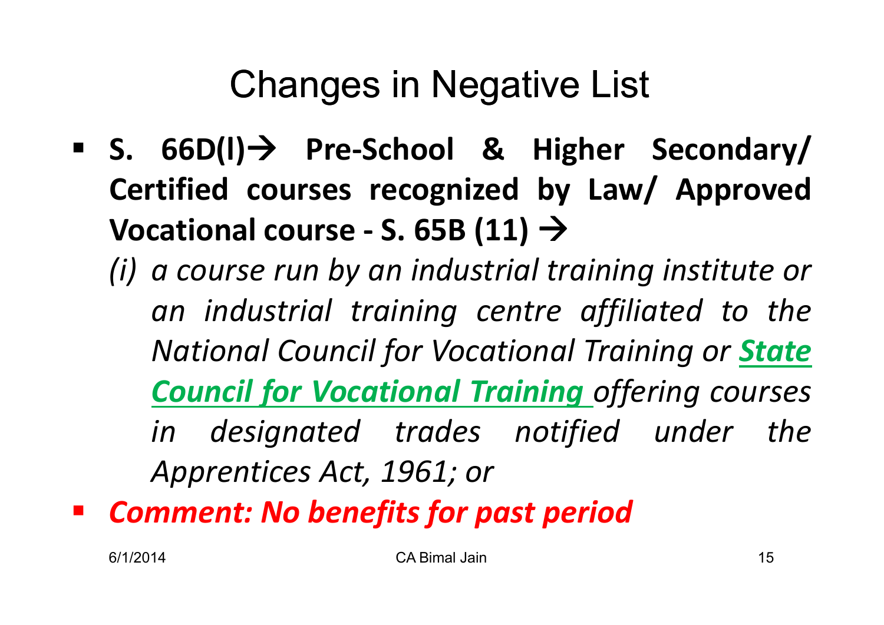# Changes in Negative List

- **S. 66D(l)→ Pre-School & Higher Secondary/ Certified courses recognized by Law/ Approved Vocational course - S. 65B (11) →**

  *(i) a course run by an industrial training institute or an industrial training centre affiliated to the National Council for Vocational Training or **State Council for Vocational Training** offering courses in designated trades notified under the Apprentices Act, 1961; or*

- ***Comment: No benefits for past period***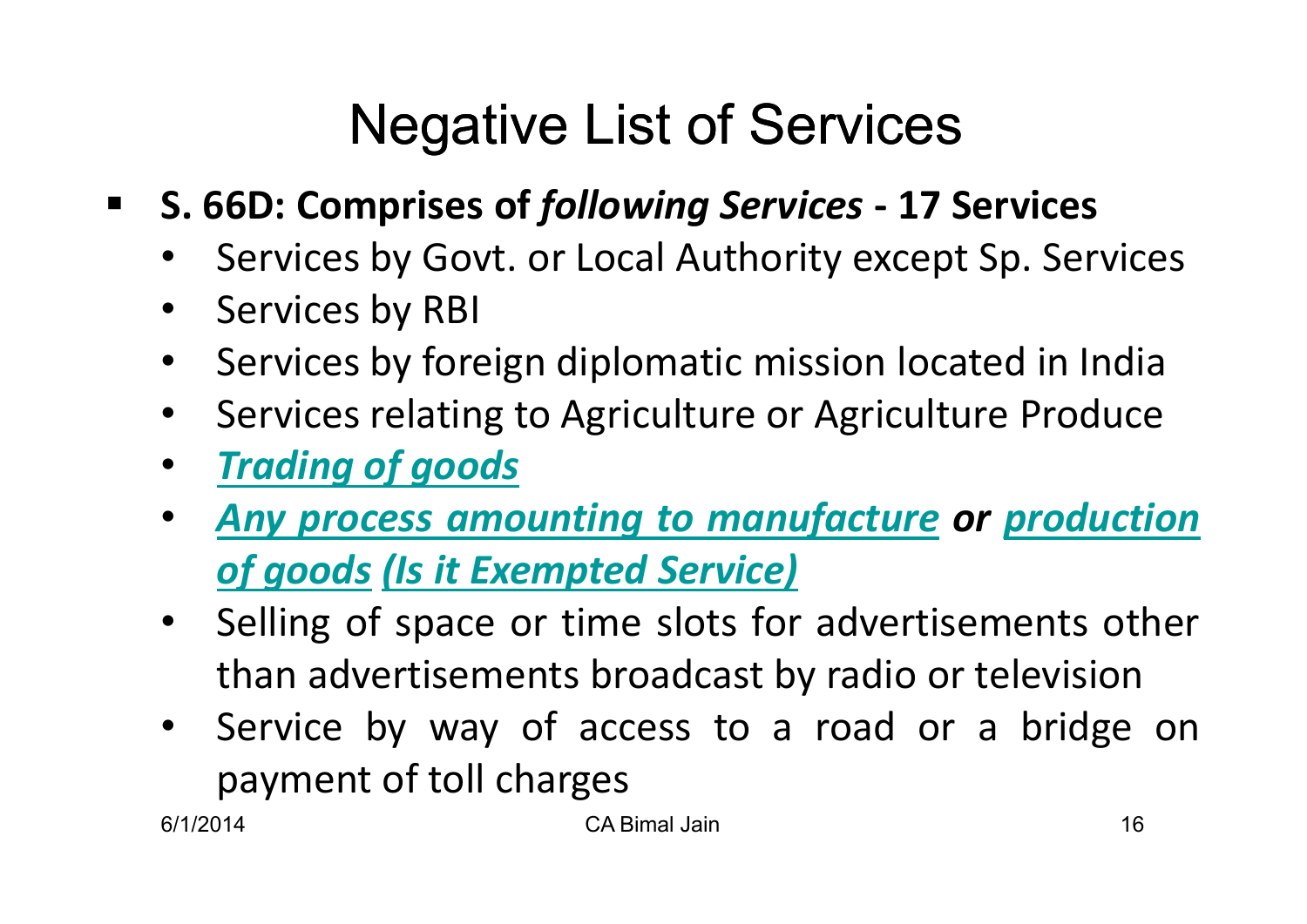# Negative List of Services

- **S. 66D: Comprises of *following Services* - 17 Services**
  - Services by Govt. or Local Authority except Sp. Services
  - Services by RBI
  - Services by foreign diplomatic mission located in India
  - Services relating to Agriculture or Agriculture Produce
  - ***Trading of goods***
  - ***Any process amounting to manufacture or production of goods (Is it Exempted Service)***
  - Selling of space or time slots for advertisements other than advertisements broadcast by radio or television
  - Service by way of access to a road or a bridge on payment of toll charges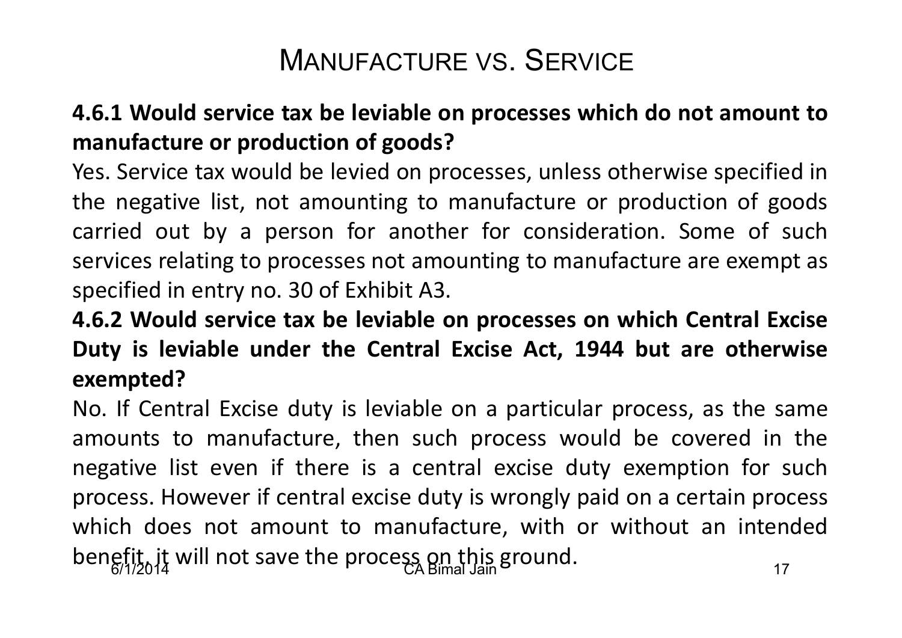# Manufacture vs. Service

**4.6.1 Would service tax be leviable on processes which do not amount to manufacture or production of goods?**

Yes. Service tax would be levied on processes, unless otherwise specified in the negative list, not amounting to manufacture or production of goods carried out by a person for another for consideration. Some of such services relating to processes not amounting to manufacture are exempt as specified in entry no. 30 of Exhibit A3.

**4.6.2 Would service tax be leviable on processes on which Central Excise Duty is leviable under the Central Excise Act, 1944 but are otherwise exempted?**

No. If Central Excise duty is leviable on a particular process, as the same amounts to manufacture, then such process would be covered in the negative list even if there is a central excise duty exemption for such process. However if central excise duty is wrongly paid on a certain process which does not amount to manufacture, with or without an intended benefit, it will not save the process on this ground.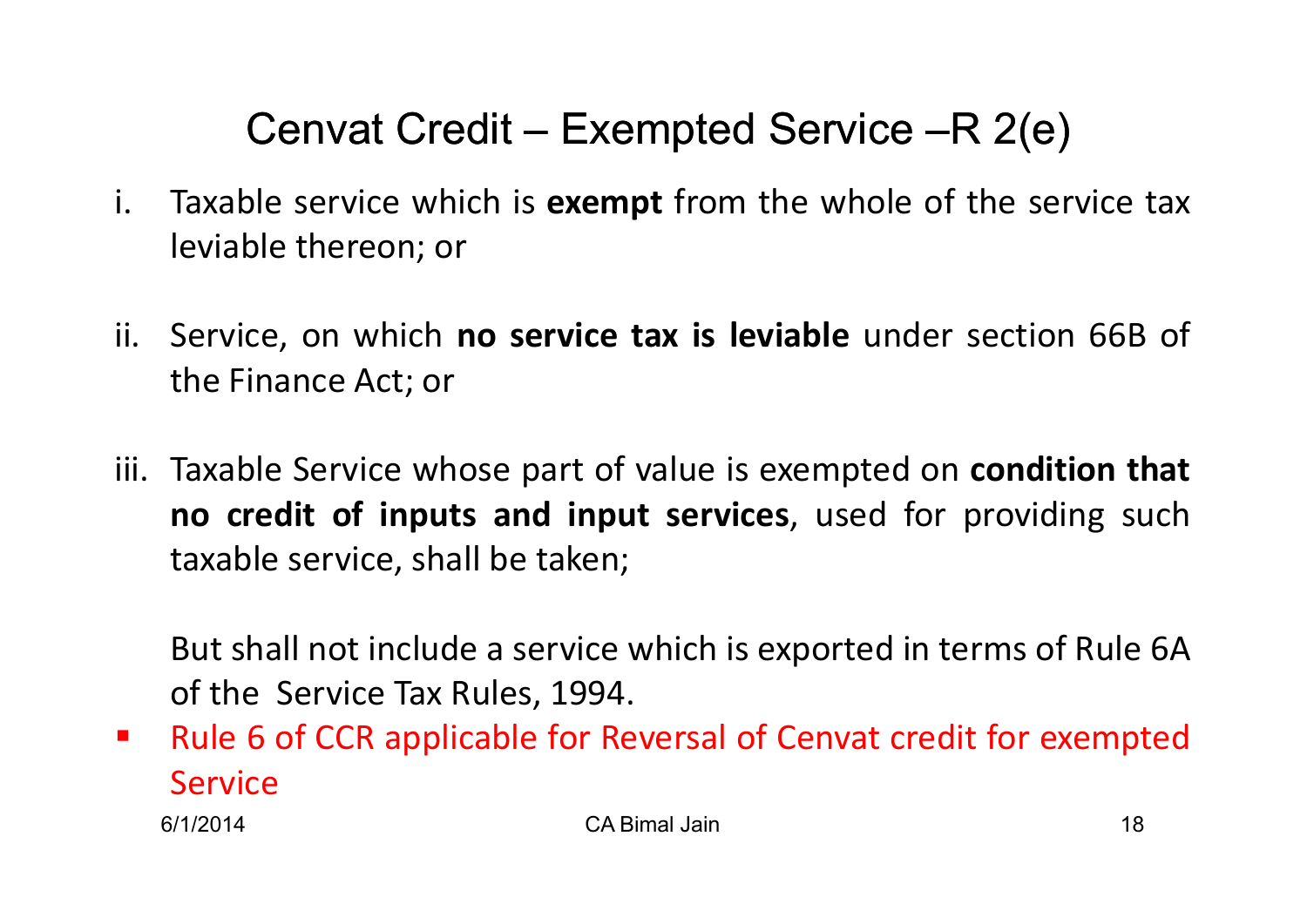# Cenvat Credit – Exempted Service –R 2(e)

i. Taxable service which is **exempt** from the whole of the service tax leviable thereon; or

ii. Service, on which **no service tax is leviable** under section 66B of the Finance Act; or

iii. Taxable Service whose part of value is exempted on **condition that no credit of inputs and input services**, used for providing such taxable service, shall be taken;

But shall not include a service which is exported in terms of Rule 6A of the Service Tax Rules, 1994.

- Rule 6 of CCR applicable for Reversal of Cenvat credit for exempted Service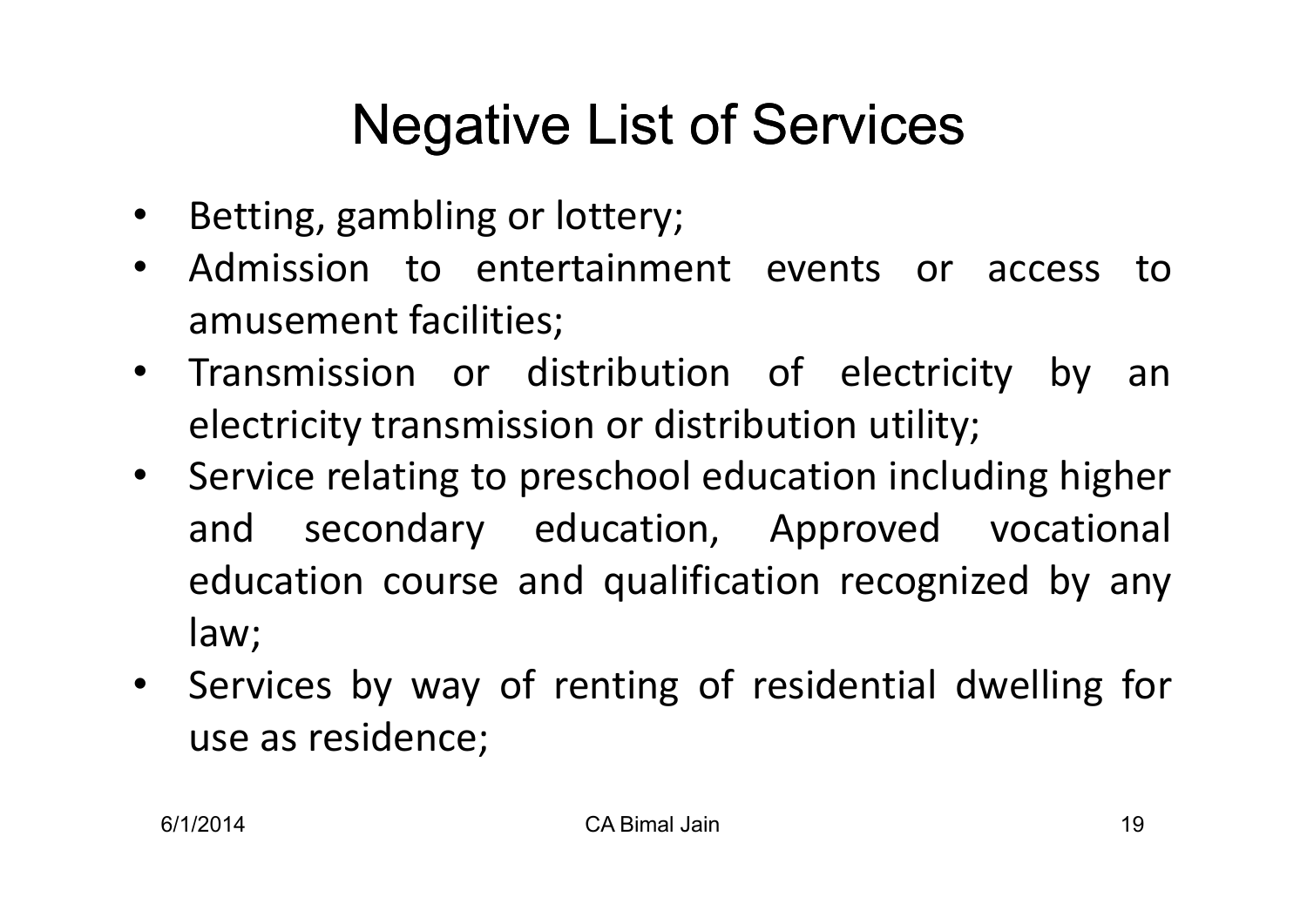# Negative List of Services

- Betting, gambling or lottery;
- Admission to entertainment events or access to amusement facilities;
- Transmission or distribution of electricity by an electricity transmission or distribution utility;
- Service relating to preschool education including higher and secondary education, Approved vocational education course and qualification recognized by any law;
- Services by way of renting of residential dwelling for use as residence;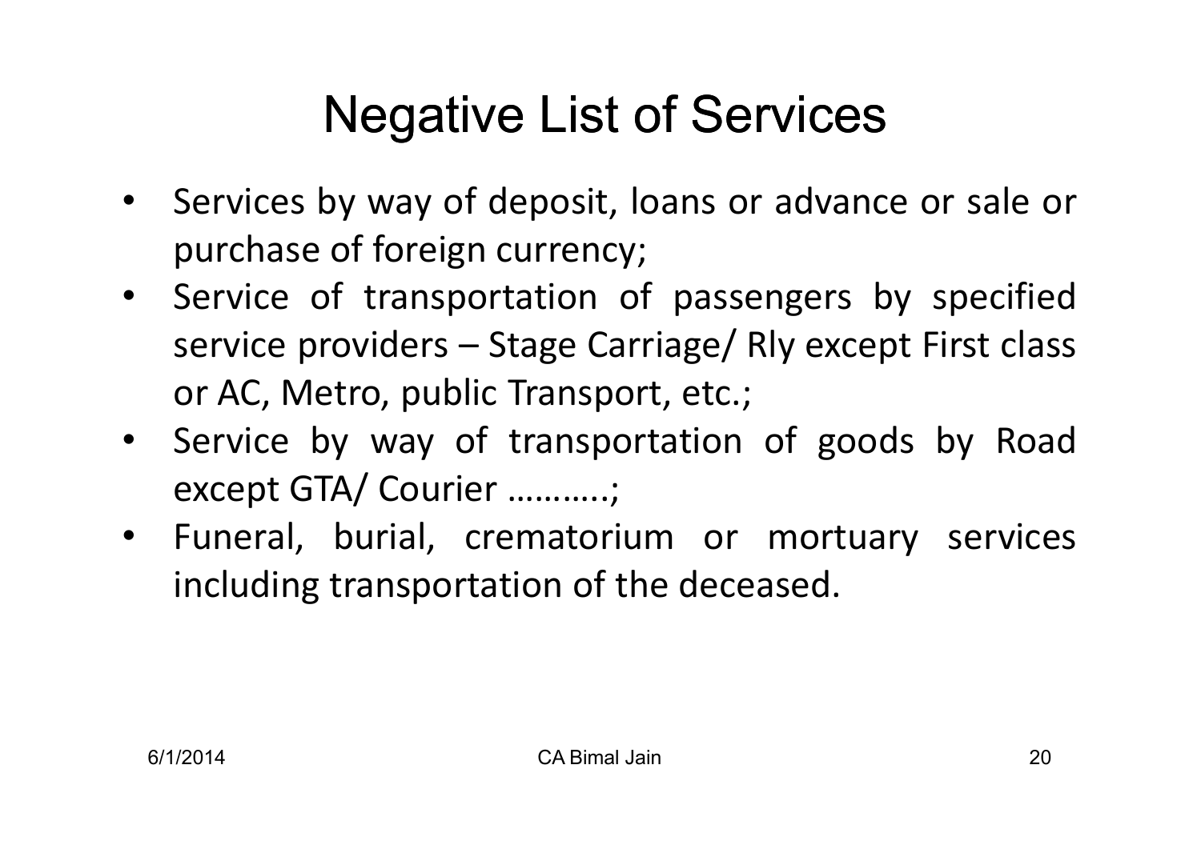# Negative List of Services

- Services by way of deposit, loans or advance or sale or purchase of foreign currency;
- Service of transportation of passengers by specified service providers – Stage Carriage/ Rly except First class or AC, Metro, public Transport, etc.;
- Service by way of transportation of goods by Road except GTA/ Courier ………..;
- Funeral, burial, crematorium or mortuary services including transportation of the deceased.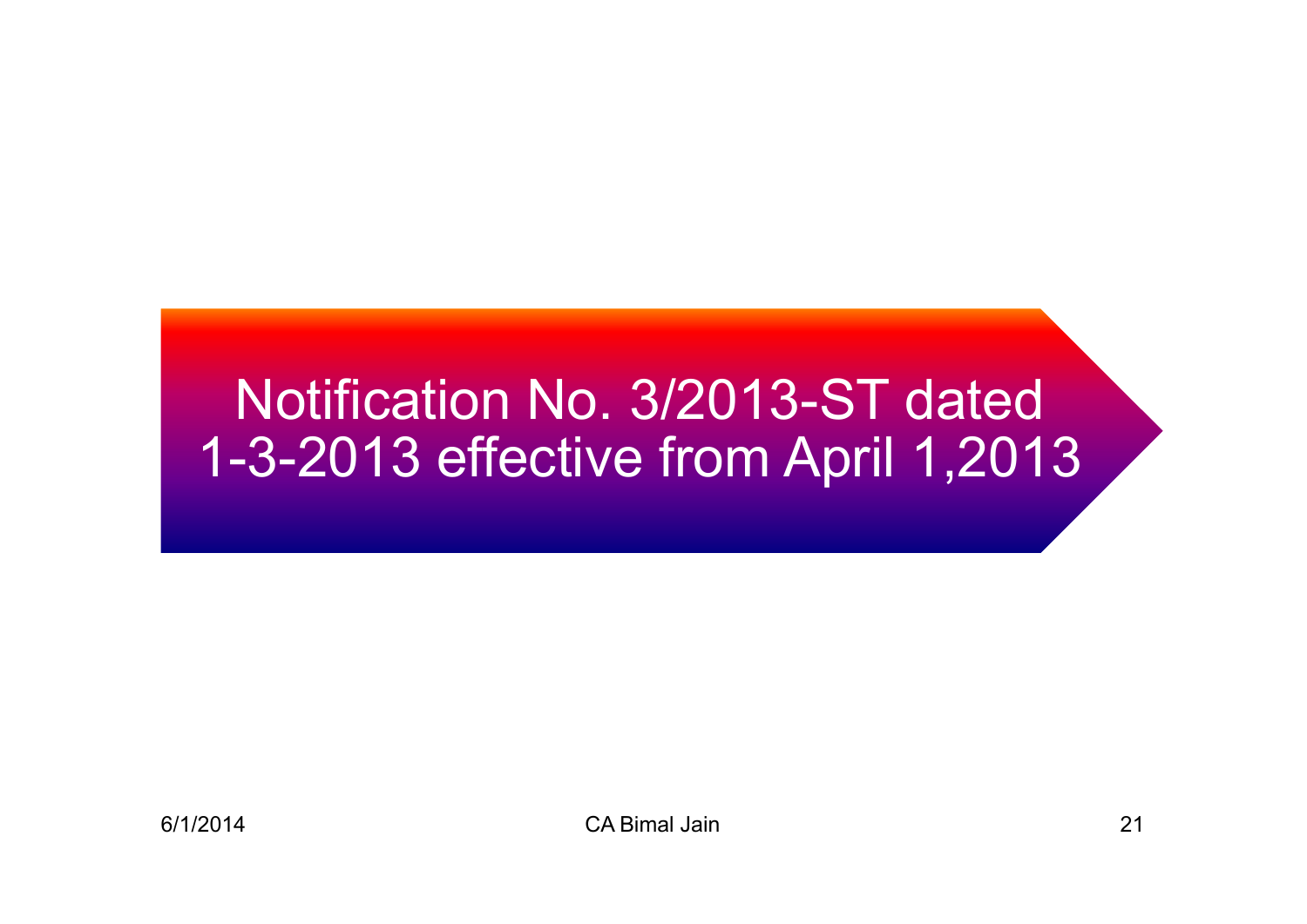# Notification No. 3/2013-ST dated 1-3-2013 effective from April 1,2013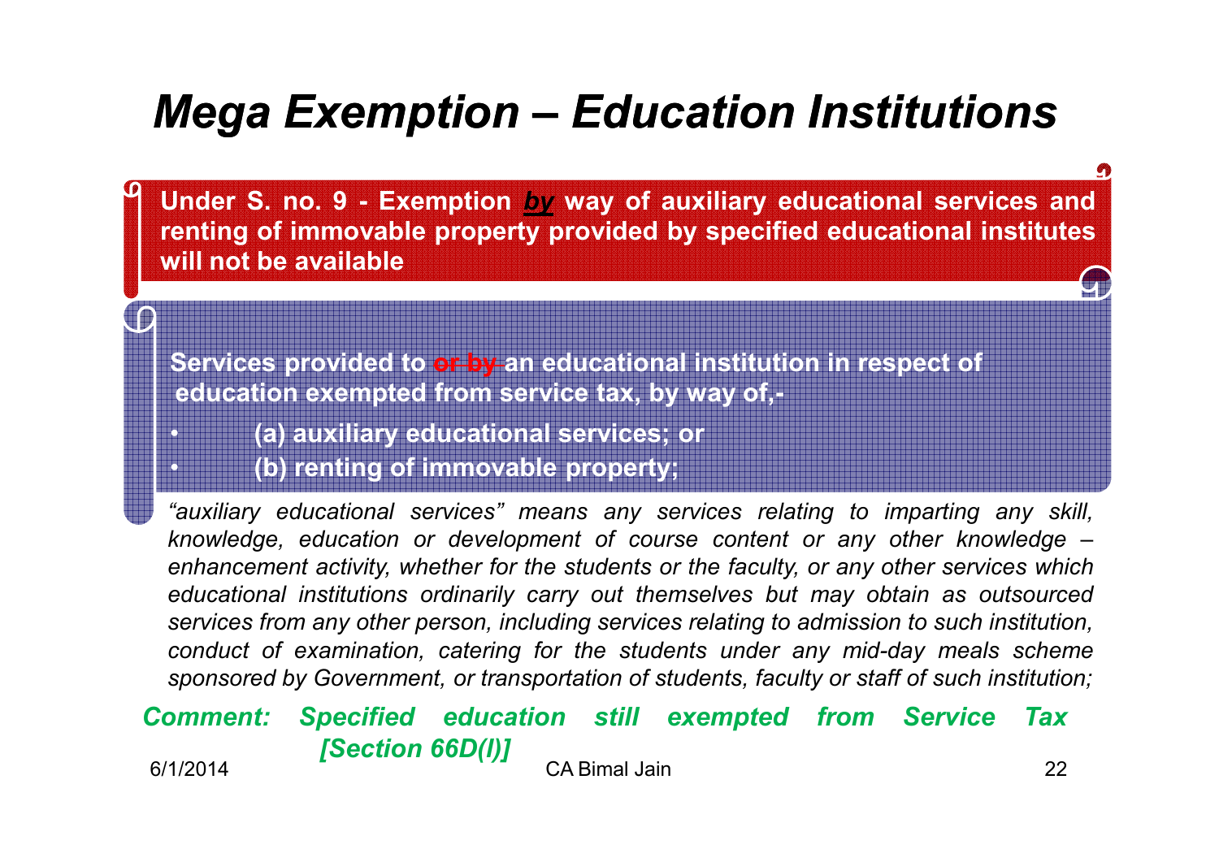# Mega Exemption – Education Institutions

**Under S. no. 9 - Exemption *by* way of auxiliary educational services and renting of immovable property provided by specified educational institutes will not be available**

**Services provided to ~~or by~~ an educational institution in respect of education exempted from service tax, by way of,-**

- **(a) auxiliary educational services; or**
- **(b) renting of immovable property;**

*"auxiliary educational services" means any services relating to imparting any skill, knowledge, education or development of course content or any other knowledge – enhancement activity, whether for the students or the faculty, or any other services which educational institutions ordinarily carry out themselves but may obtain as outsourced services from any other person, including services relating to admission to such institution, conduct of examination, catering for the students under any mid-day meals scheme sponsored by Government, or transportation of students, faculty or staff of such institution;*

***Comment: Specified education still exempted from Service Tax [Section 66D(l)]***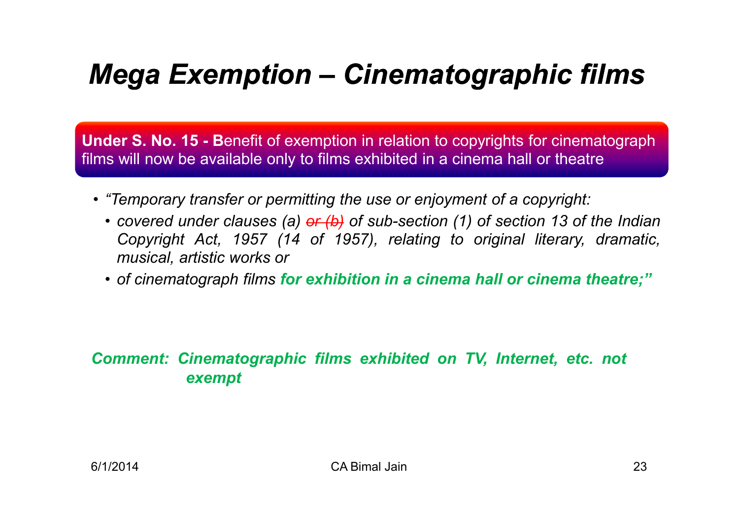# *Mega Exemption – Cinematographic films*

**Under S. No. 15 - B**enefit of exemption in relation to copyrights for cinematograph films will now be available only to films exhibited in a cinema hall or theatre

- *"Temporary transfer or permitting the use or enjoyment of a copyright:*
  - *covered under clauses (a) ~~or (b)~~ of sub-section (1) of section 13 of the Indian Copyright Act, 1957 (14 of 1957), relating to original literary, dramatic, musical, artistic works or*
  - *of cinematograph films **for exhibition in a cinema hall or cinema theatre;"***

***Comment: Cinematographic films exhibited on TV, Internet, etc. not exempt***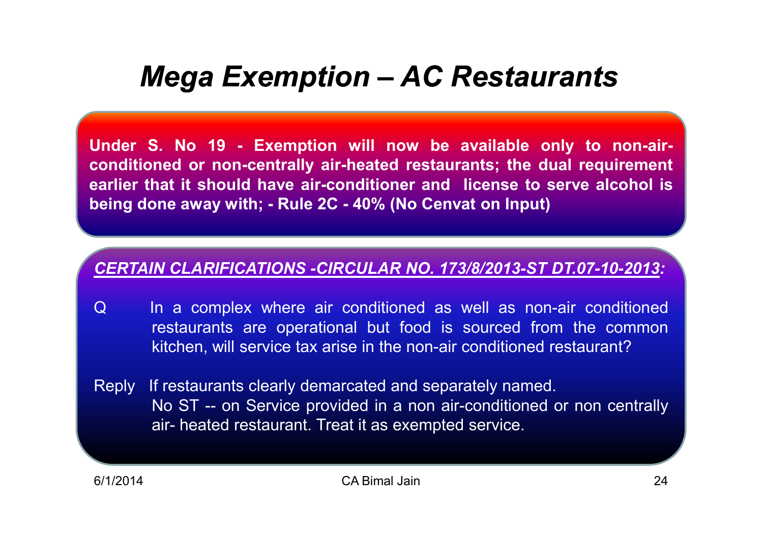# *Mega Exemption – AC Restaurants*

**Under S. No 19 - Exemption will now be available only to non-air-conditioned or non-centrally air-heated restaurants; the dual requirement earlier that it should have air-conditioner and license to serve alcohol is being done away with; - Rule 2C - 40% (No Cenvat on Input)**

***CERTAIN CLARIFICATIONS -CIRCULAR NO. 173/8/2013-ST DT.07-10-2013:***

Q In a complex where air conditioned as well as non-air conditioned restaurants are operational but food is sourced from the common kitchen, will service tax arise in the non-air conditioned restaurant?

Reply If restaurants clearly demarcated and separately named.
No ST -- on Service provided in a non air-conditioned or non centrally air- heated restaurant. Treat it as exempted service.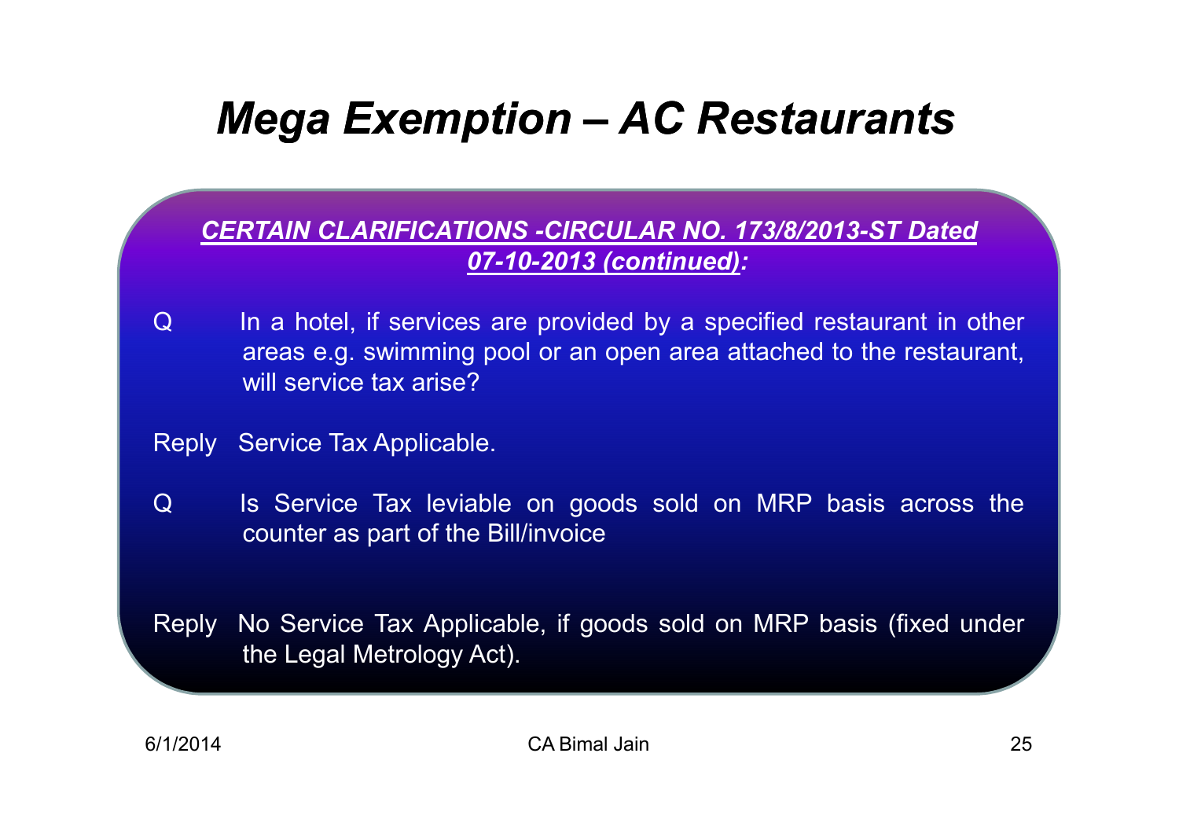# Mega Exemption – AC Restaurants

***CERTAIN CLARIFICATIONS -CIRCULAR NO. 173/8/2013-ST Dated 07-10-2013 (continued):***

Q In a hotel, if services are provided by a specified restaurant in other areas e.g. swimming pool or an open area attached to the restaurant, will service tax arise?

Reply Service Tax Applicable.

Q Is Service Tax leviable on goods sold on MRP basis across the counter as part of the Bill/invoice

Reply No Service Tax Applicable, if goods sold on MRP basis (fixed under the Legal Metrology Act).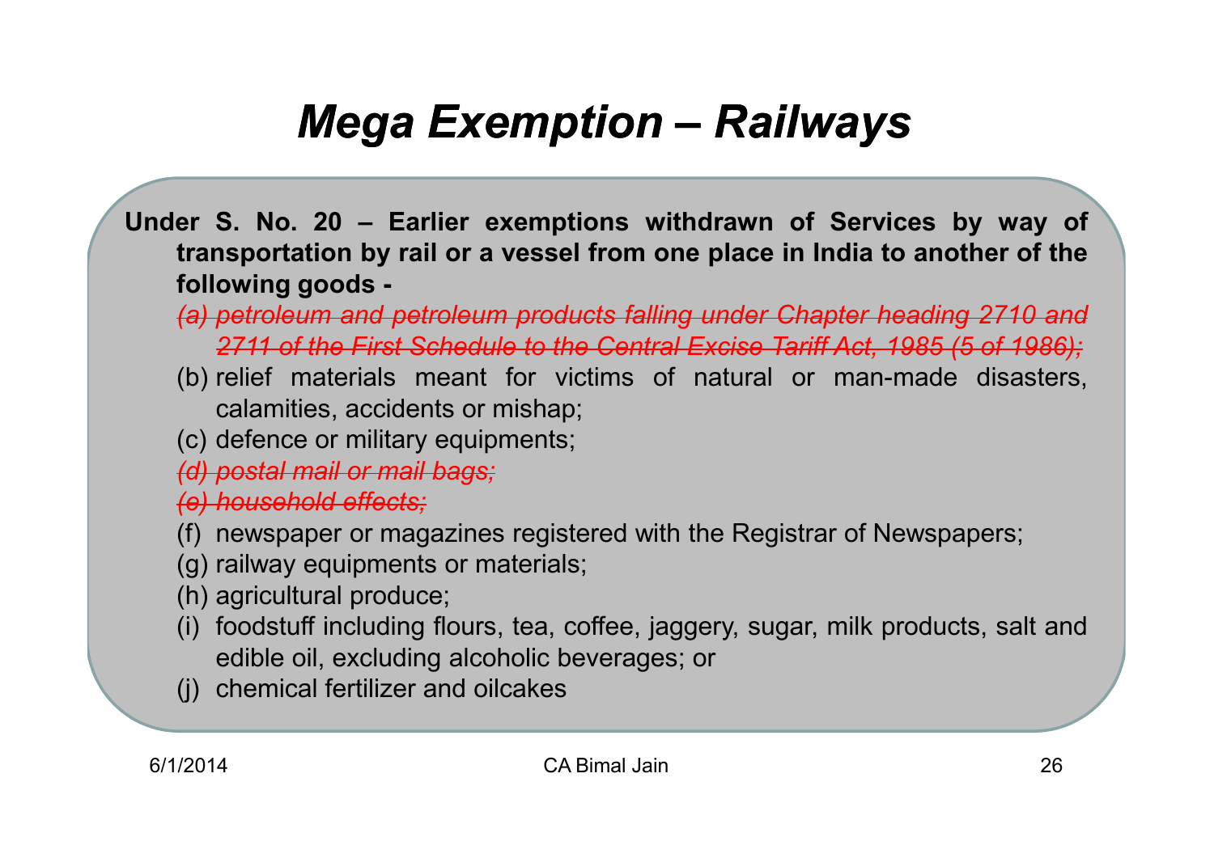# *Mega Exemption – Railways*

**Under S. No. 20 – Earlier exemptions withdrawn of Services by way of transportation by rail or a vessel from one place in India to another of the following goods -**

- ~~*(a) petroleum and petroleum products falling under Chapter heading 2710 and 2711 of the First Schedule to the Central Excise Tariff Act, 1985 (5 of 1986);*~~
- (b) relief materials meant for victims of natural or man-made disasters, calamities, accidents or mishap;
- (c) defence or military equipments;
- ~~*(d) postal mail or mail bags;*~~
- ~~*(e) household effects;*~~
- (f) newspaper or magazines registered with the Registrar of Newspapers;
- (g) railway equipments or materials;
- (h) agricultural produce;
- (i) foodstuff including flours, tea, coffee, jaggery, sugar, milk products, salt and edible oil, excluding alcoholic beverages; or
- (j) chemical fertilizer and oilcakes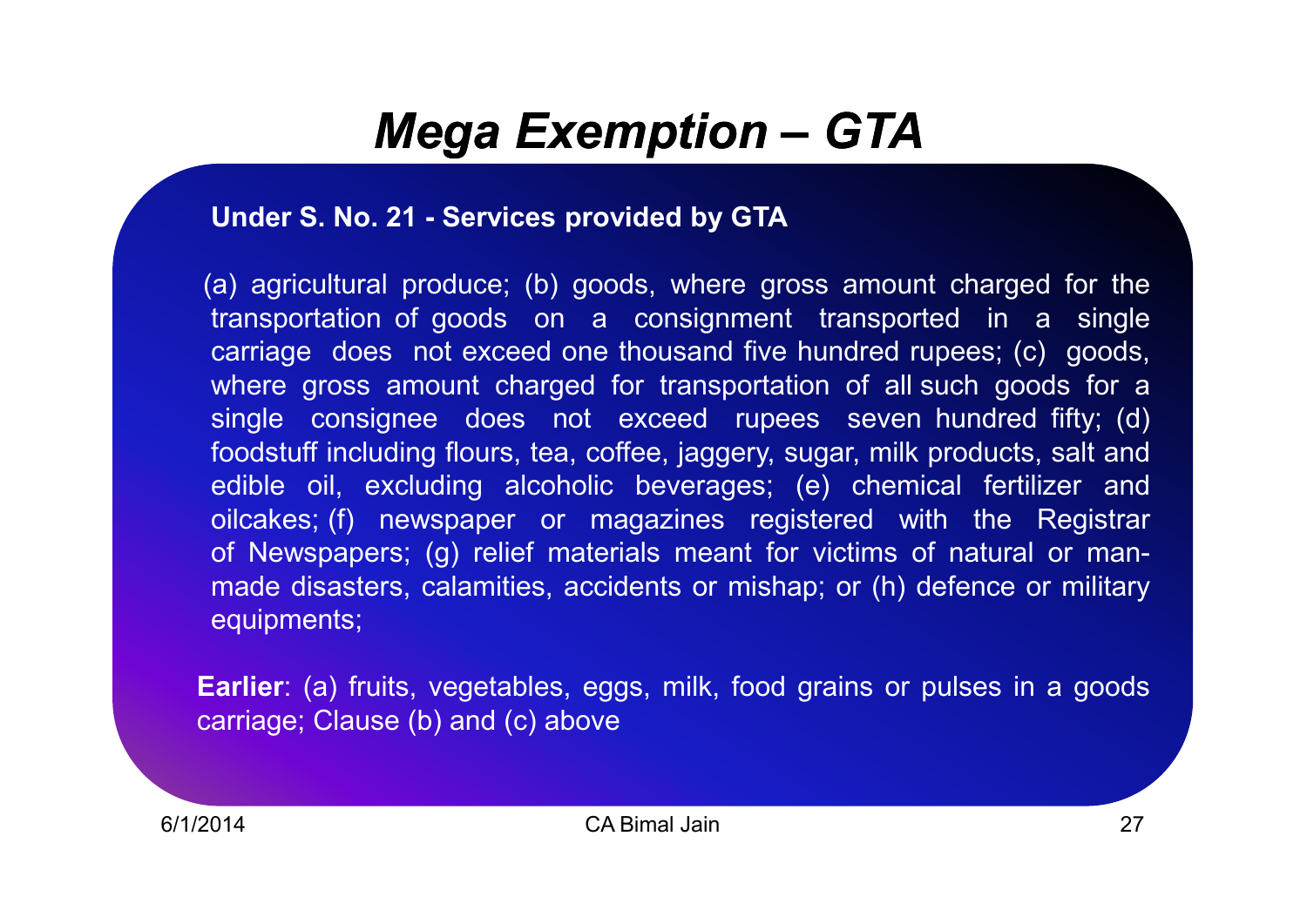# *Mega Exemption – GTA*

**Under S. No. 21 - Services provided by GTA**

(a) agricultural produce; (b) goods, where gross amount charged for the transportation of goods on a consignment transported in a single carriage does not exceed one thousand five hundred rupees; (c) goods, where gross amount charged for transportation of all such goods for a single consignee does not exceed rupees seven hundred fifty; (d) foodstuff including flours, tea, coffee, jaggery, sugar, milk products, salt and edible oil, excluding alcoholic beverages; (e) chemical fertilizer and oilcakes; (f) newspaper or magazines registered with the Registrar of Newspapers; (g) relief materials meant for victims of natural or man-made disasters, calamities, accidents or mishap; or (h) defence or military equipments;

**Earlier**: (a) fruits, vegetables, eggs, milk, food grains or pulses in a goods carriage; Clause (b) and (c) above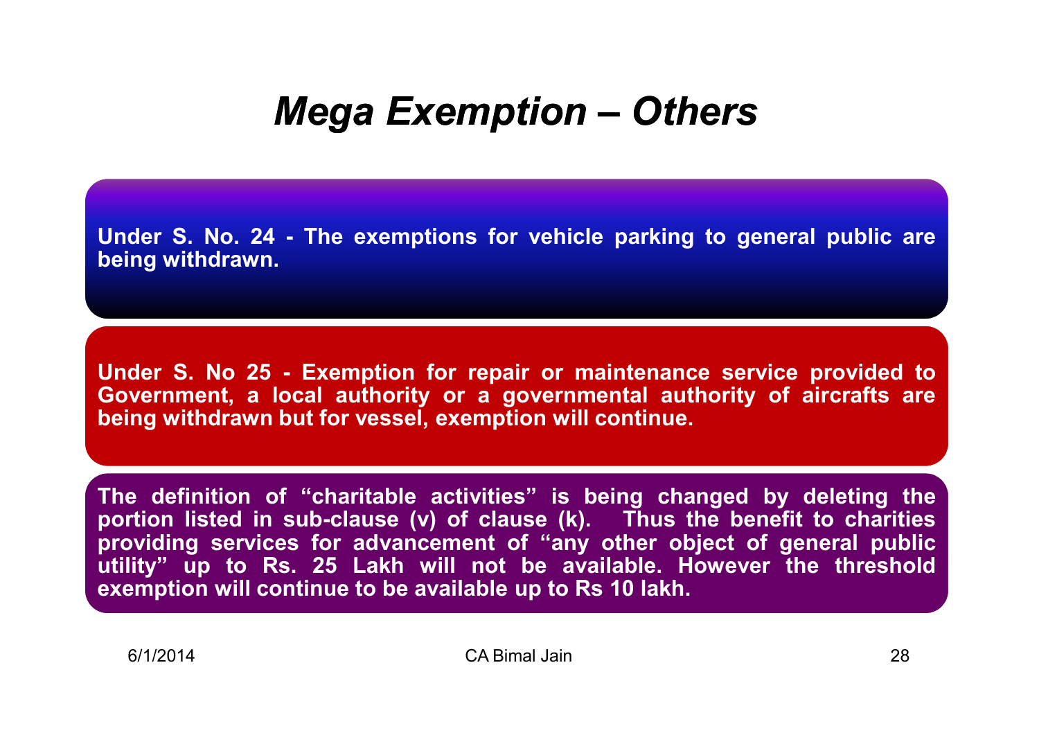# Mega Exemption – Others

**Under S. No. 24 - The exemptions for vehicle parking to general public are being withdrawn.**

**Under S. No 25 - Exemption for repair or maintenance service provided to Government, a local authority or a governmental authority of aircrafts are being withdrawn but for vessel, exemption will continue.**

**The definition of "charitable activities" is being changed by deleting the portion listed in sub-clause (v) of clause (k). Thus the benefit to charities providing services for advancement of "any other object of general public utility" up to Rs. 25 Lakh will not be available. However the threshold exemption will continue to be available up to Rs 10 lakh.**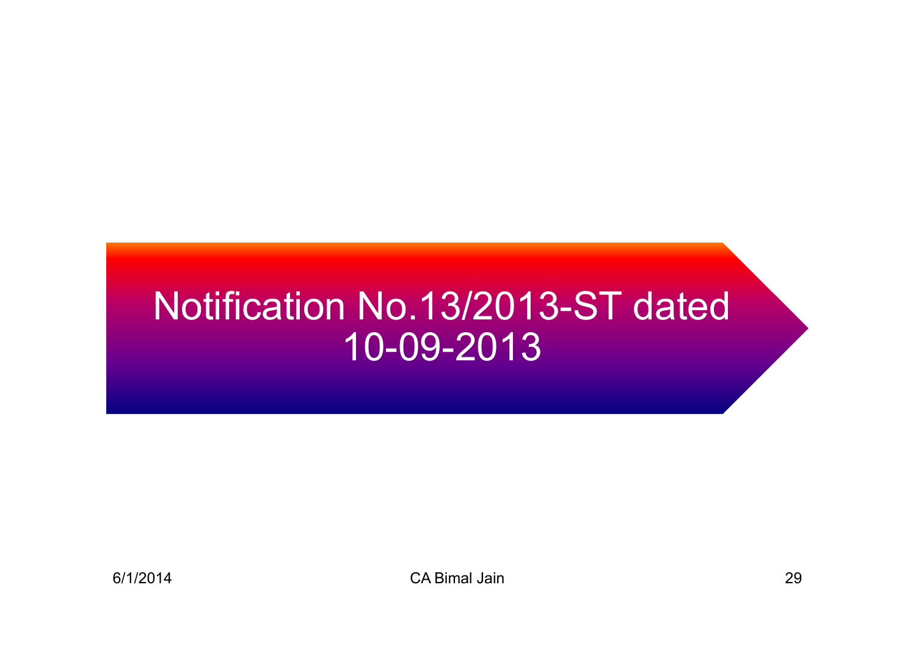# Notification No.13/2013-ST dated 10-09-2013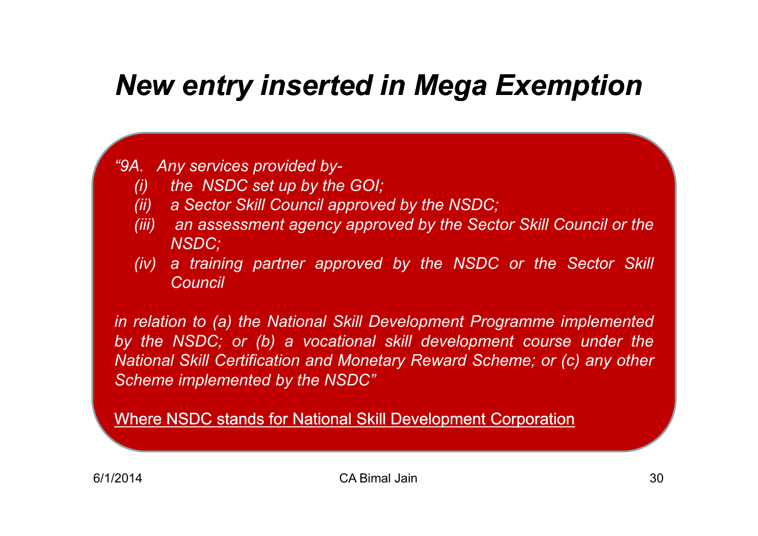# New entry inserted in Mega Exemption

*"9A. Any services provided by-*

- *(i) the NSDC set up by the GOI;*
- *(ii) a Sector Skill Council approved by the NSDC;*
- *(iii) an assessment agency approved by the Sector Skill Council or the NSDC;*
- *(iv) a training partner approved by the NSDC or the Sector Skill Council*

*in relation to (a) the National Skill Development Programme implemented by the NSDC; or (b) a vocational skill development course under the National Skill Certification and Monetary Reward Scheme; or (c) any other Scheme implemented by the NSDC"*

<u>Where NSDC stands for National Skill Development Corporation</u>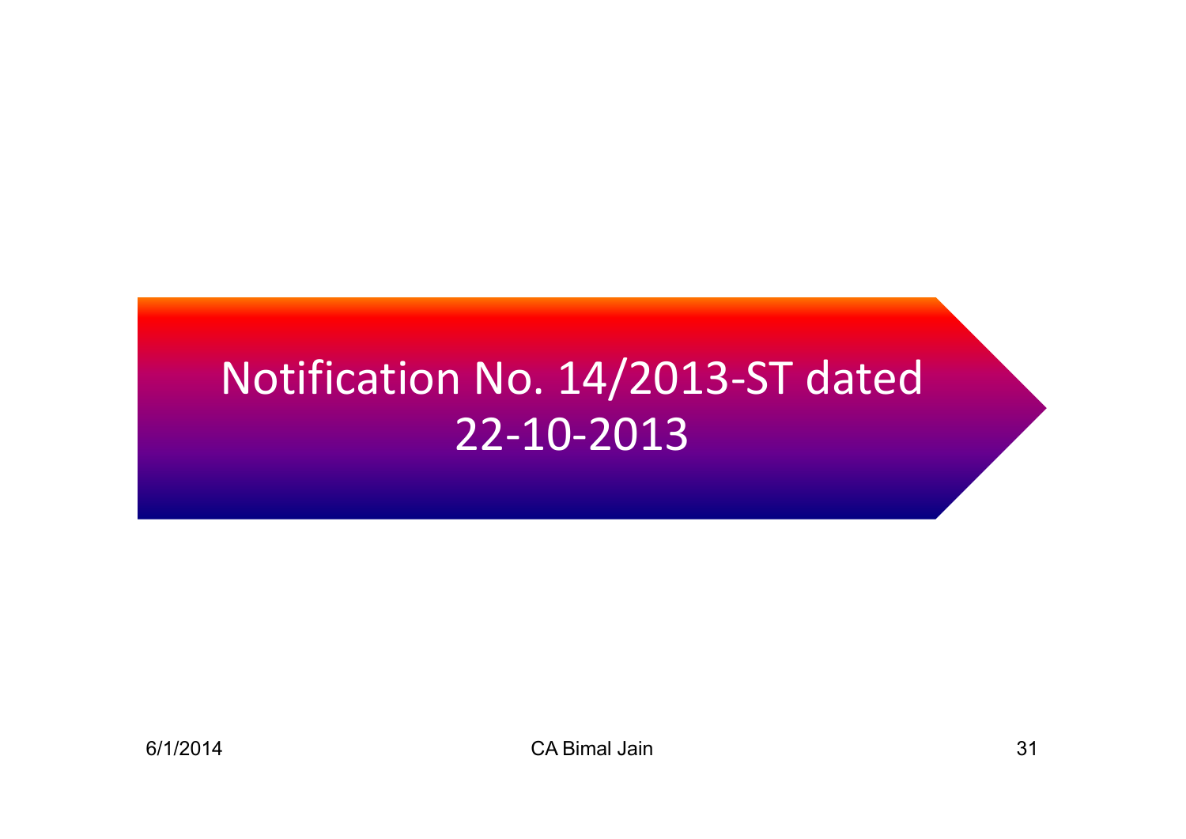# Notification No. 14/2013-ST dated 22-10-2013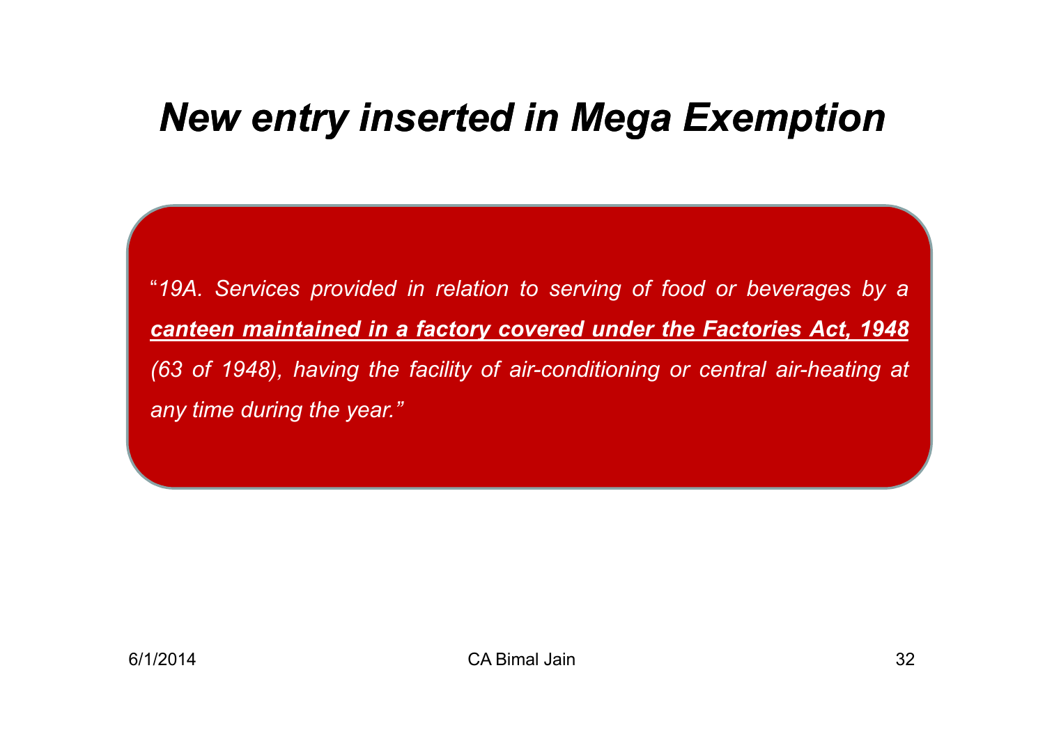# *New entry inserted in Mega Exemption*

*"19A. Services provided in relation to serving of food or beverages by a* ***canteen maintained in a factory covered under the Factories Act, 1948*** *(63 of 1948), having the facility of air-conditioning or central air-heating at any time during the year."*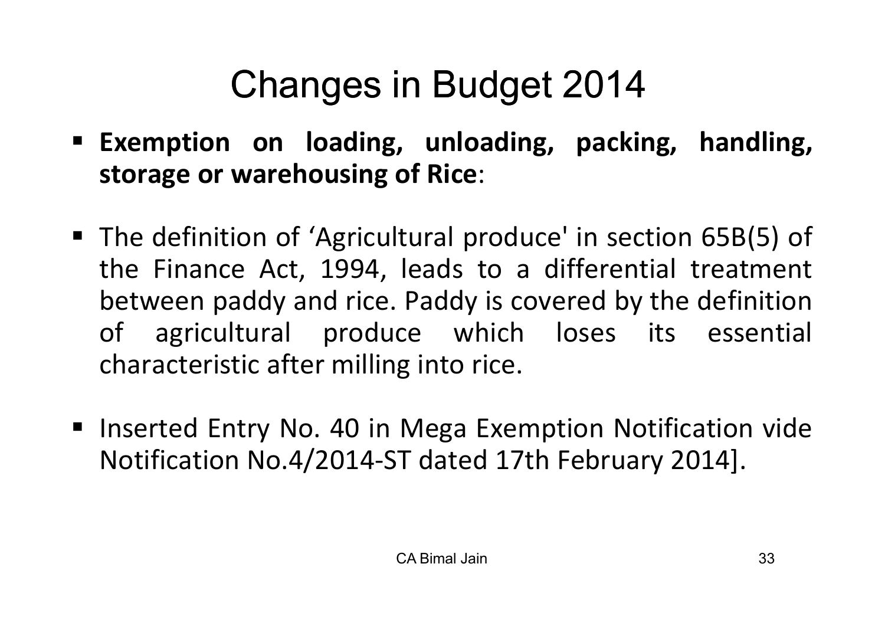# Changes in Budget 2014

- **Exemption on loading, unloading, packing, handling, storage or warehousing of Rice**:
- The definition of 'Agricultural produce' in section 65B(5) of the Finance Act, 1994, leads to a differential treatment between paddy and rice. Paddy is covered by the definition of agricultural produce which loses its essential characteristic after milling into rice.
- Inserted Entry No. 40 in Mega Exemption Notification vide Notification No.4/2014-ST dated 17th February 2014].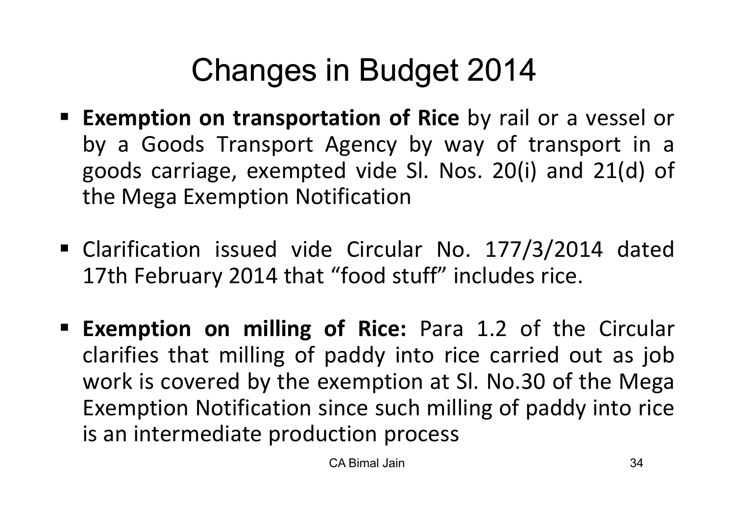# Changes in Budget 2014

- **Exemption on transportation of Rice** by rail or a vessel or by a Goods Transport Agency by way of transport in a goods carriage, exempted vide Sl. Nos. 20(i) and 21(d) of the Mega Exemption Notification

- Clarification issued vide Circular No. 177/3/2014 dated 17th February 2014 that “food stuff” includes rice.

- **Exemption on milling of Rice:** Para 1.2 of the Circular clarifies that milling of paddy into rice carried out as job work is covered by the exemption at Sl. No.30 of the Mega Exemption Notification since such milling of paddy into rice is an intermediate production process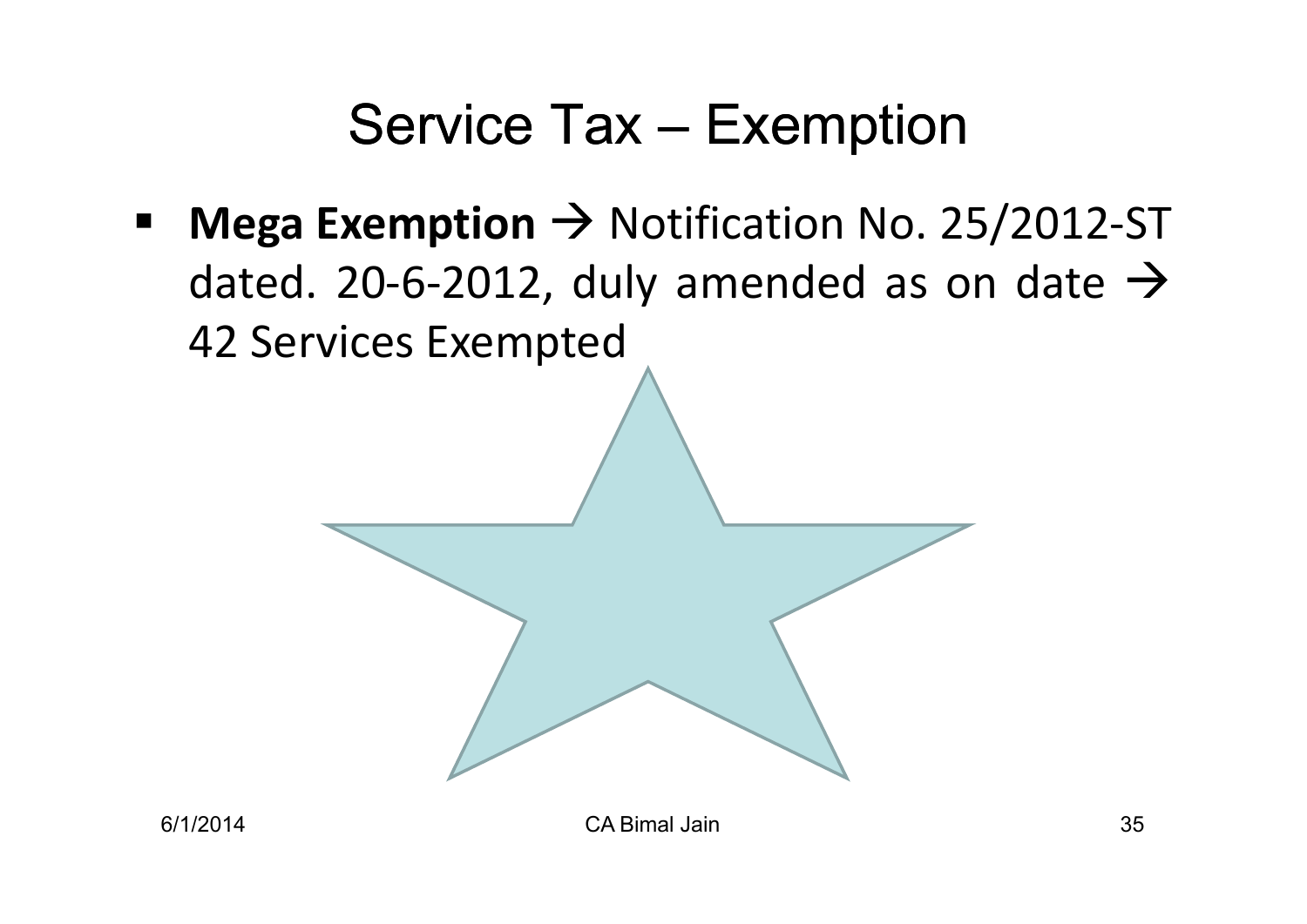# Service Tax – Exemption

- **Mega Exemption** → Notification No. 25/2012-ST dated. 20-6-2012, duly amended as on date → 42 Services Exempted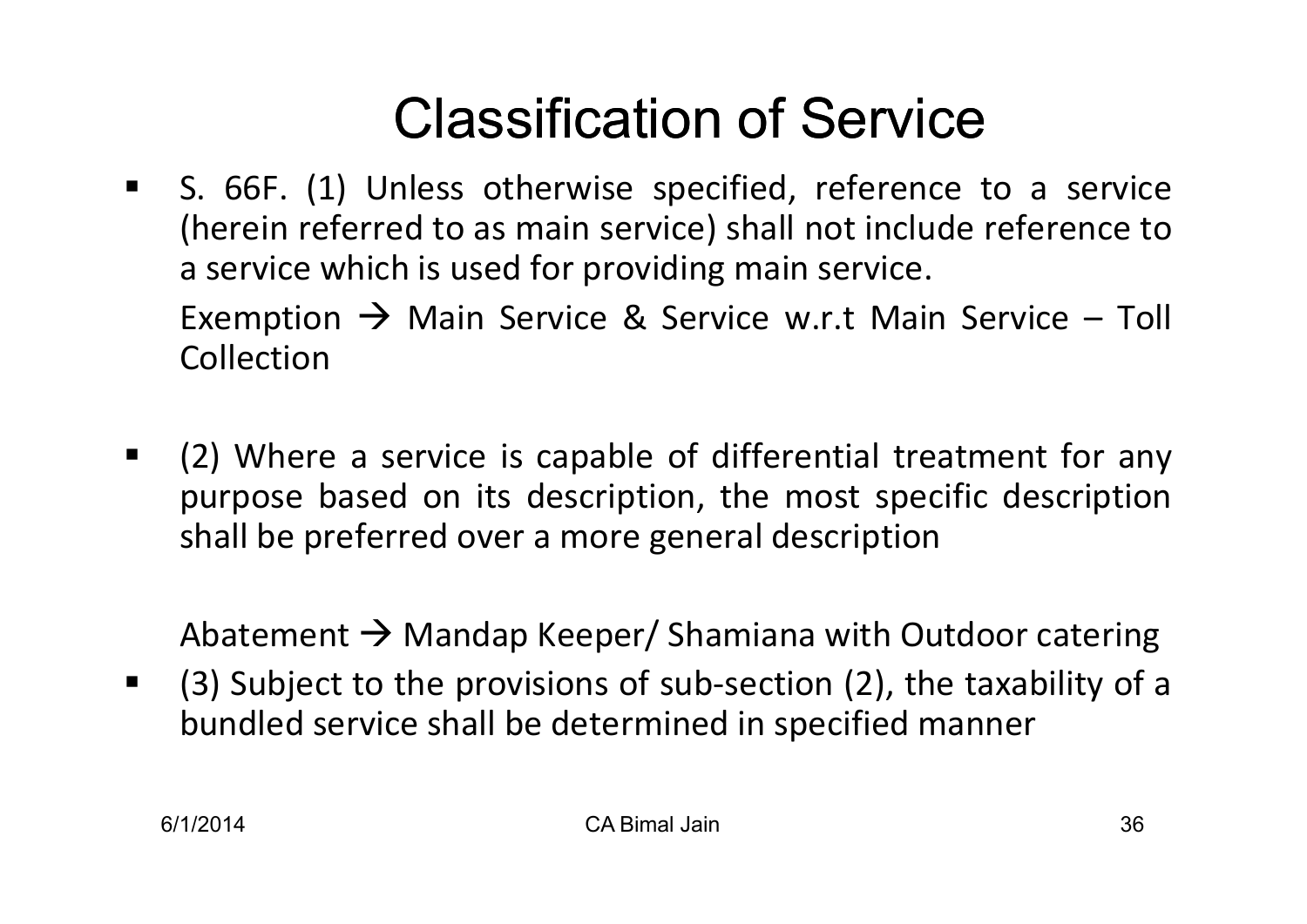# Classification of Service

- S. 66F. (1) Unless otherwise specified, reference to a service (herein referred to as main service) shall not include reference to a service which is used for providing main service.

  Exemption → Main Service & Service w.r.t Main Service – Toll Collection

- (2) Where a service is capable of differential treatment for any purpose based on its description, the most specific description shall be preferred over a more general description

  Abatement → Mandap Keeper/ Shamiana with Outdoor catering

- (3) Subject to the provisions of sub-section (2), the taxability of a bundled service shall be determined in specified manner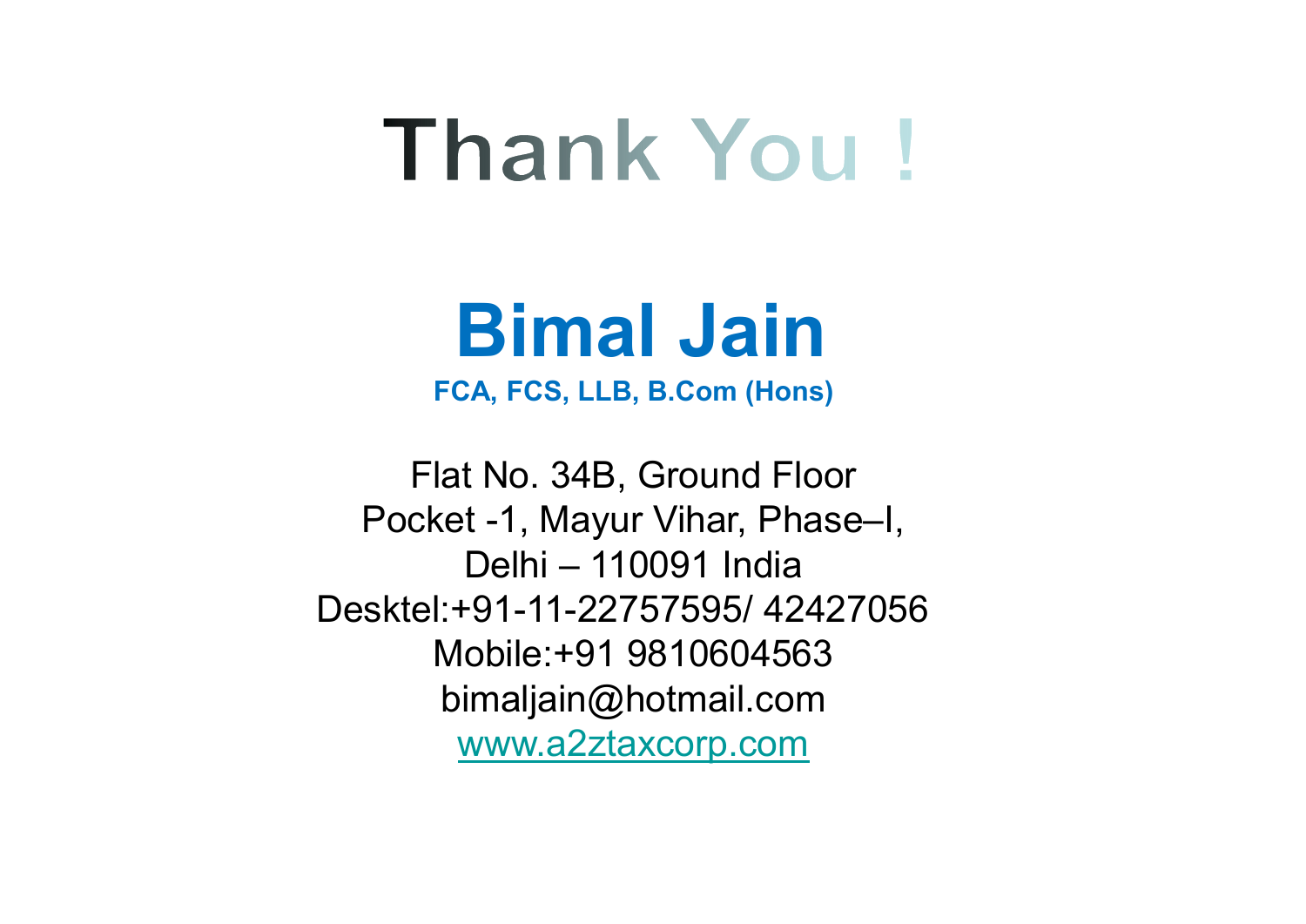# Thank You !

## Bimal Jain

**FCA, FCS, LLB, B.Com (Hons)**

Flat No. 34B, Ground Floor
Pocket -1, Mayur Vihar, Phase–I,
Delhi – 110091 India
Desktel:+91-11-22757595/ 42427056
Mobile:+91 9810604563
bimaljain@hotmail.com
www.a2ztaxcorp.com